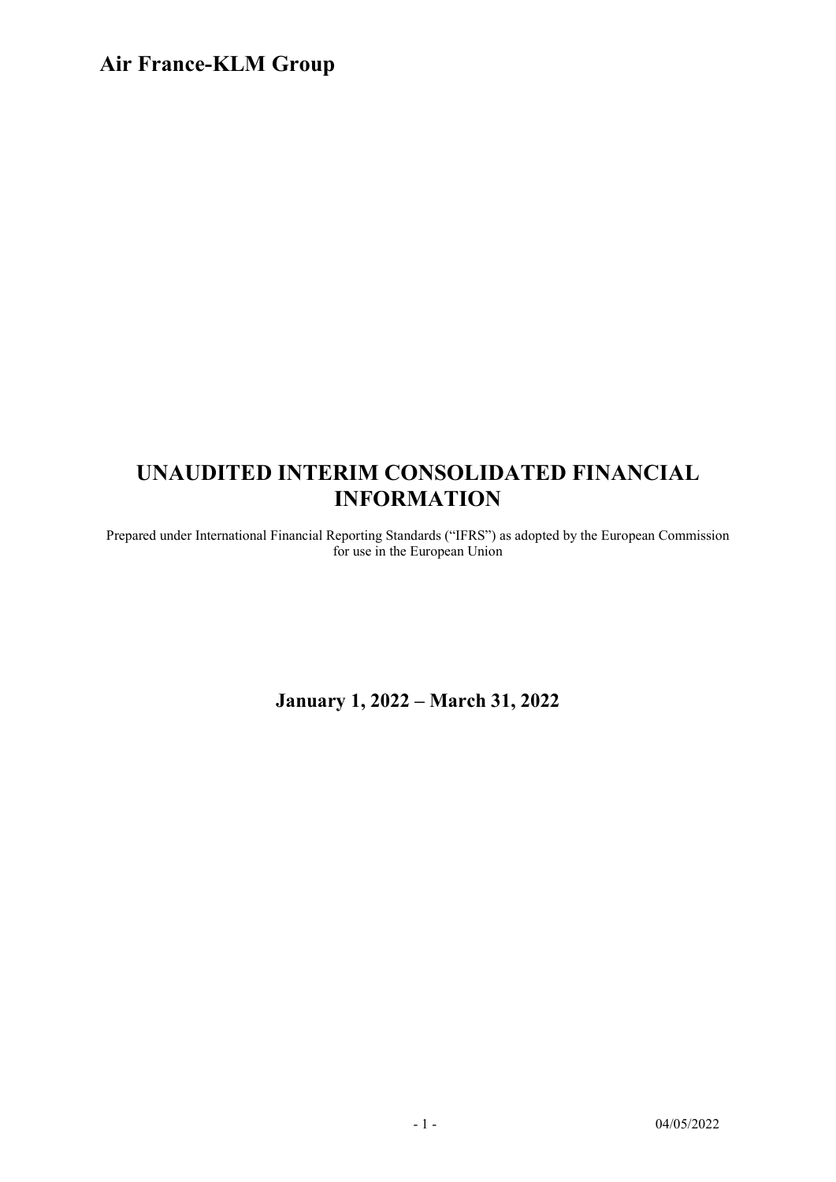# Air France-KLM Group

# UNAUDITED INTERIM CONSOLIDATED FINANCIAL INFORMATION

Prepared under International Financial Reporting Standards ("IFRS") as adopted by the European Commission for use in the European Union

## January 1, 2022 – March 31, 2022

04/05/2022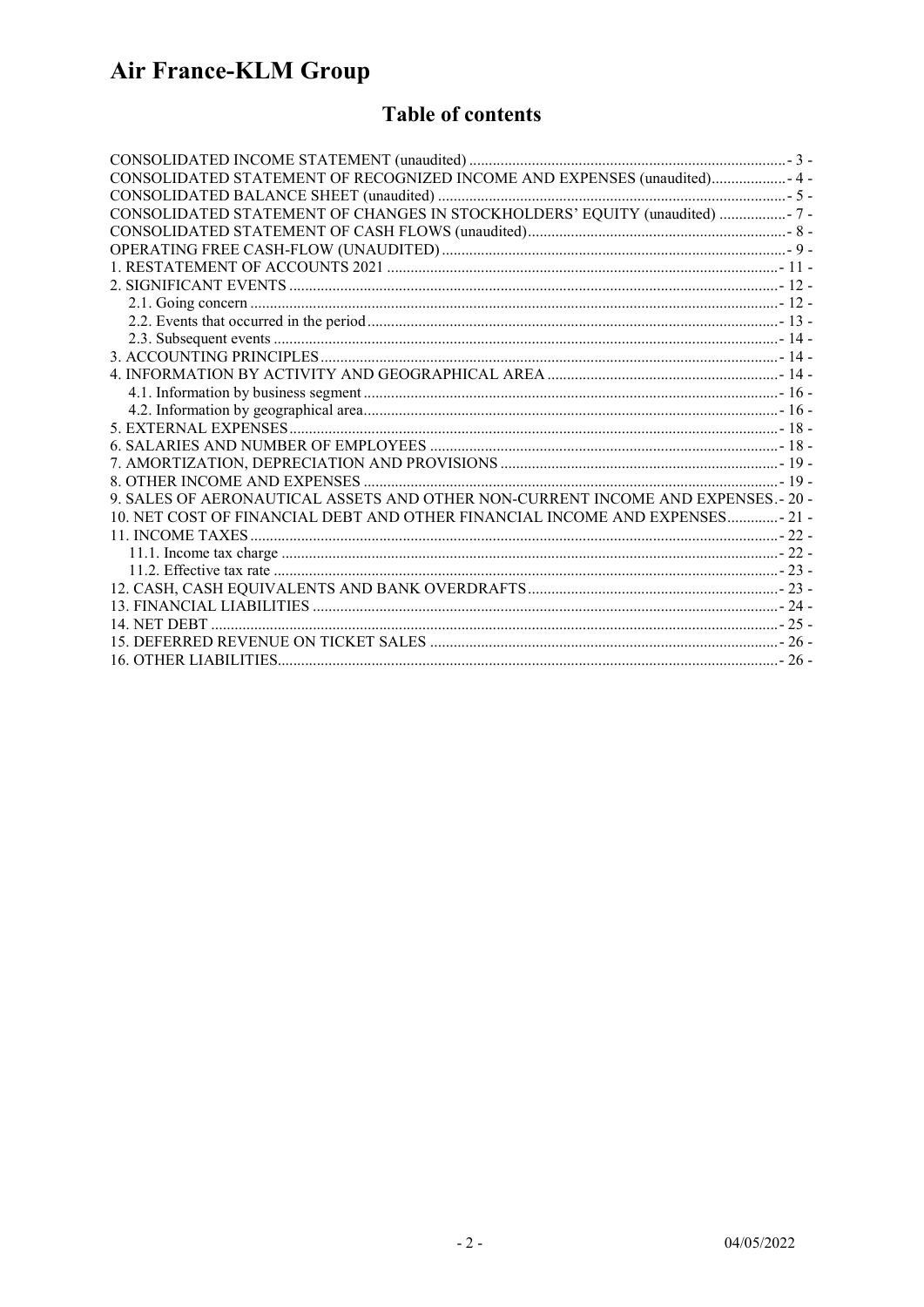# Air France-KLM Group

## Table of contents

CONSOLIDATED INCOME STATEMENT (unaudited) ........................................................ - 3 -
CONSOLIDATED STATEMENT OF RECOGNIZED INCOME AND EXPENSES (unaudited)................... - 4 -
CONSOLIDATED BALANCE SHEET (unaudited) ........................................................ - 5 -
CONSOLIDATED STATEMENT OF CHANGES IN STOCKHOLDERS' EQUITY (unaudited) ................. - 7 -
CONSOLIDATED STATEMENT OF CASH FLOWS (unaudited)................................................ - 8 -
OPERATING FREE CASH-FLOW (UNAUDITED)........................................................ - 9 -
1. RESTATEMENT OF ACCOUNTS 2021 ........................................................ - 11 -
2. SIGNIFICANT EVENTS ........................................................ - 12 -
   2.1. Going concern ........................................................ - 12 -
   2.2. Events that occurred in the period........................................................ - 13 -
   2.3. Subsequent events ........................................................ - 14 -
3. ACCOUNTING PRINCIPLES........................................................ - 14 -
4. INFORMATION BY ACTIVITY AND GEOGRAPHICAL AREA ........................................................ - 14 -
   4.1. Information by business segment ........................................................ - 16 -
   4.2. Information by geographical area........................................................ - 16 -
5. EXTERNAL EXPENSES........................................................ - 18 -
6. SALARIES AND NUMBER OF EMPLOYEES ........................................................ - 18 -
7. AMORTIZATION, DEPRECIATION AND PROVISIONS ........................................................ - 19 -
8. OTHER INCOME AND EXPENSES ........................................................ - 19 -
9. SALES OF AERONAUTICAL ASSETS AND OTHER NON-CURRENT INCOME AND EXPENSES.- 20 -
10. NET COST OF FINANCIAL DEBT AND OTHER FINANCIAL INCOME AND EXPENSES............. - 21 -
11. INCOME TAXES........................................................ - 22 -
   11.1. Income tax charge ........................................................ - 22 -
   11.2. Effective tax rate ........................................................ - 23 -
12. CASH, CASH EQUIVALENTS AND BANK OVERDRAFTS........................................................ - 23 -
13. FINANCIAL LIABILITIES ........................................................ - 24 -
14. NET DEBT ........................................................ - 25 -
15. DEFERRED REVENUE ON TICKET SALES ........................................................ - 26 -
16. OTHER LIABILITIES........................................................ - 26 -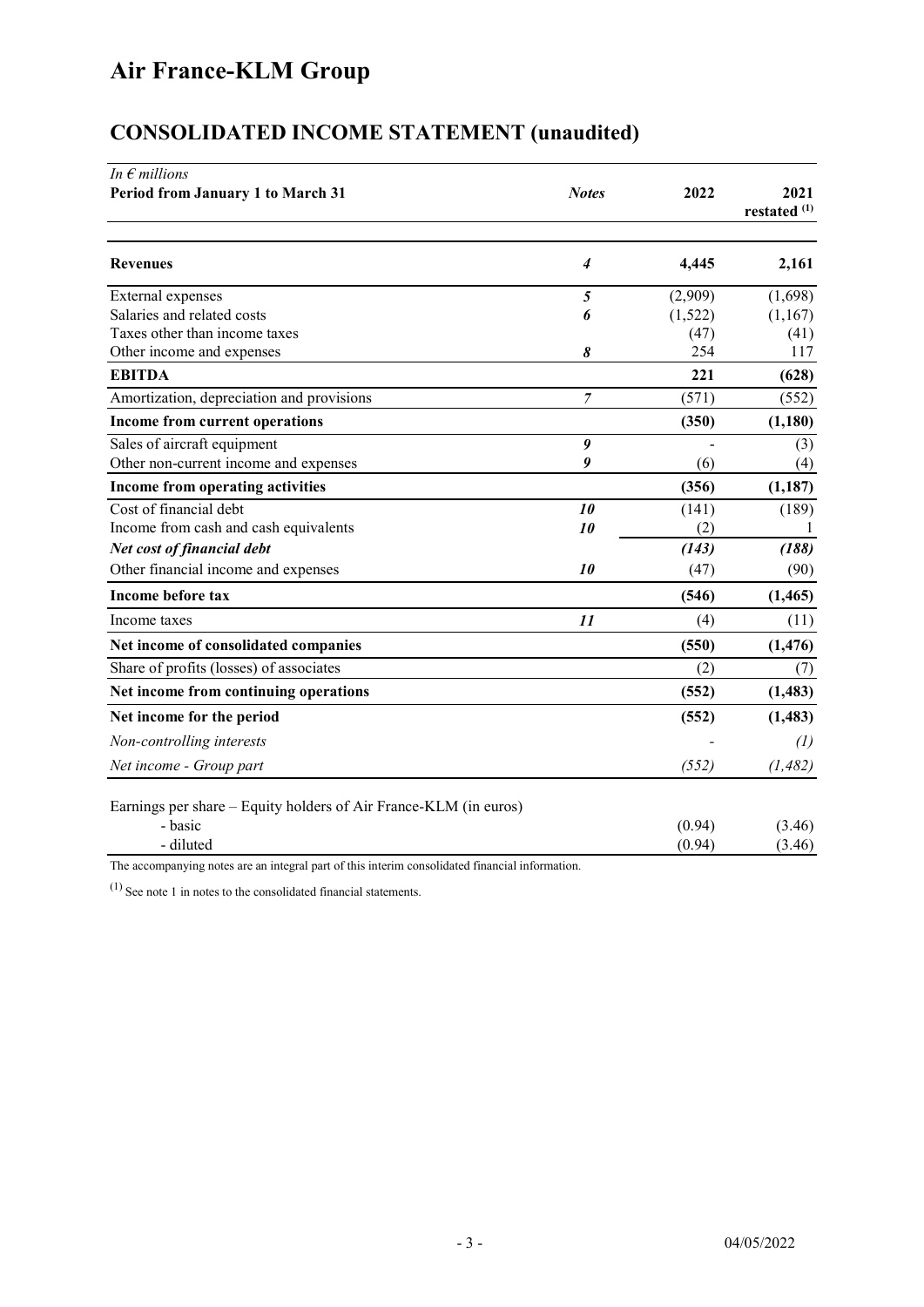# Air France-KLM Group

## CONSOLIDATED INCOME STATEMENT (unaudited)

| *In € millions*<br>**Period from January 1 to March 31** | ***Notes*** | **2022** | **2021 restated [1]** |
|---|---|---|---|
| **Revenues** | ***4*** | **4,445** | **2,161** |
| External expenses | ***5*** | (2,909) | (1,698) |
| Salaries and related costs | ***6*** | (1,522) | (1,167) |
| Taxes other than income taxes | | (47) | (41) |
| Other income and expenses | ***8*** | 254 | 117 |
| **EBITDA** | | **221** | **(628)** |
| Amortization, depreciation and provisions | ***7*** | (571) | (552) |
| **Income from current operations** | | **(350)** | **(1,180)** |
| Sales of aircraft equipment | ***9*** | - | (3) |
| Other non-current income and expenses | ***9*** | (6) | (4) |
| **Income from operating activities** | | **(356)** | **(1,187)** |
| Cost of financial debt | ***10*** | (141) | (189) |
| Income from cash and cash equivalents | ***10*** | (2) | 1 |
| ***Net cost of financial debt*** | | ***(143)*** | ***(188)*** |
| Other financial income and expenses | ***10*** | (47) | (90) |
| **Income before tax** | | **(546)** | **(1,465)** |
| Income taxes | ***11*** | (4) | (11) |
| **Net income of consolidated companies** | | **(550)** | **(1,476)** |
| Share of profits (losses) of associates | | (2) | (7) |
| **Net income from continuing operations** | | **(552)** | **(1,483)** |
| **Net income for the period** | | **(552)** | **(1,483)** |
| *Non-controlling interests* | | - | *(1)* |
| *Net income - Group part* | | *(552)* | *(1,482)* |
| Earnings per share – Equity holders of Air France-KLM (in euros) | | | |
| - basic | | (0.94) | (3.46) |
| - diluted | | (0.94) | (3.46) |

The accompanying notes are an integral part of this interim consolidated financial information.

[1] See note 1 in notes to the consolidated financial statements.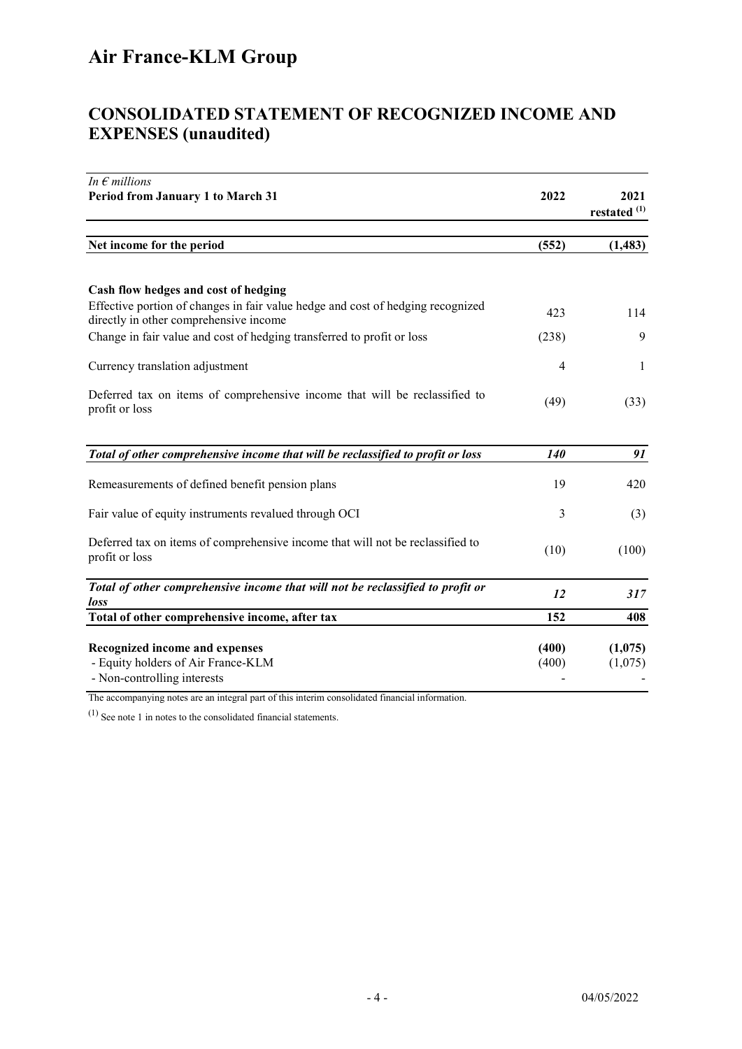# Air France-KLM Group

## CONSOLIDATED STATEMENT OF RECOGNIZED INCOME AND EXPENSES (unaudited)

| *In € millions*<br>**Period from January 1 to March 31** | **2022** | **2021 restated [(1)]** |
|---|---|---|
| **Net income for the period** | **(552)** | **(1,483)** |
| **Cash flow hedges and cost of hedging** | | |
| Effective portion of changes in fair value hedge and cost of hedging recognized directly in other comprehensive income | 423 | 114 |
| Change in fair value and cost of hedging transferred to profit or loss | (238) | 9 |
| Currency translation adjustment | 4 | 1 |
| Deferred tax on items of comprehensive income that will be reclassified to profit or loss | (49) | (33) |
| ***Total of other comprehensive income that will be reclassified to profit or loss*** | ***140*** | ***91*** |
| Remeasurements of defined benefit pension plans | 19 | 420 |
| Fair value of equity instruments revalued through OCI | 3 | (3) |
| Deferred tax on items of comprehensive income that will not be reclassified to profit or loss | (10) | (100) |
| ***Total of other comprehensive income that will not be reclassified to profit or loss*** | ***12*** | ***317*** |
| **Total of other comprehensive income, after tax** | **152** | **408** |
| **Recognized income and expenses** | **(400)** | **(1,075)** |
| - Equity holders of Air France-KLM | (400) | (1,075) |
| - Non-controlling interests | - | - |

The accompanying notes are an integral part of this interim consolidated financial information.

(1) See note 1 in notes to the consolidated financial statements.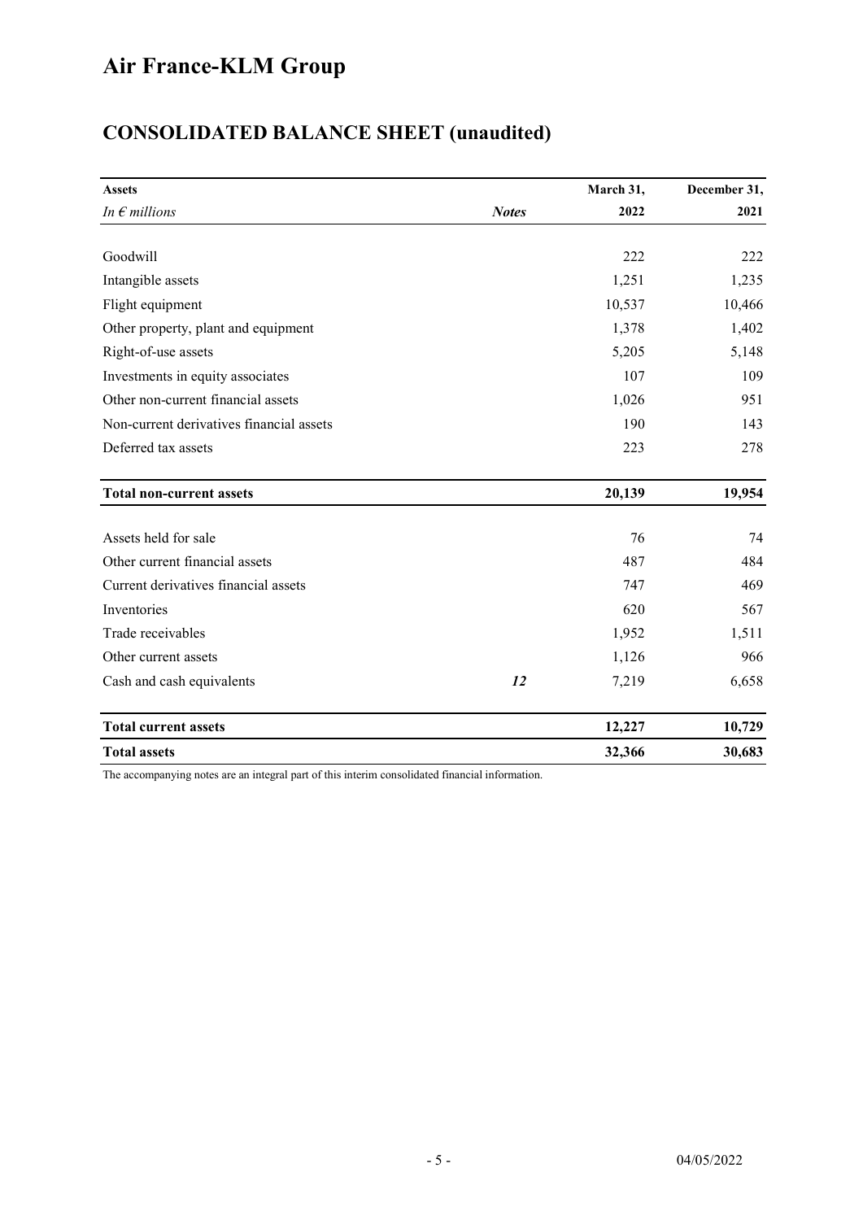# Air France-KLM Group

## CONSOLIDATED BALANCE SHEET (unaudited)

| **Assets** | | **March 31,** | **December 31,** |
|---|---|---|---|
| *In € millions* | ***Notes*** | **2022** | **2021** |
| Goodwill | | 222 | 222 |
| Intangible assets | | 1,251 | 1,235 |
| Flight equipment | | 10,537 | 10,466 |
| Other property, plant and equipment | | 1,378 | 1,402 |
| Right-of-use assets | | 5,205 | 5,148 |
| Investments in equity associates | | 107 | 109 |
| Other non-current financial assets | | 1,026 | 951 |
| Non-current derivatives financial assets | | 190 | 143 |
| Deferred tax assets | | 223 | 278 |
| **Total non-current assets** | | **20,139** | **19,954** |
| Assets held for sale | | 76 | 74 |
| Other current financial assets | | 487 | 484 |
| Current derivatives financial assets | | 747 | 469 |
| Inventories | | 620 | 567 |
| Trade receivables | | 1,952 | 1,511 |
| Other current assets | | 1,126 | 966 |
| Cash and cash equivalents | ***12*** | 7,219 | 6,658 |
| **Total current assets** | | **12,227** | **10,729** |
| **Total assets** | | **32,366** | **30,683** |

The accompanying notes are an integral part of this interim consolidated financial information.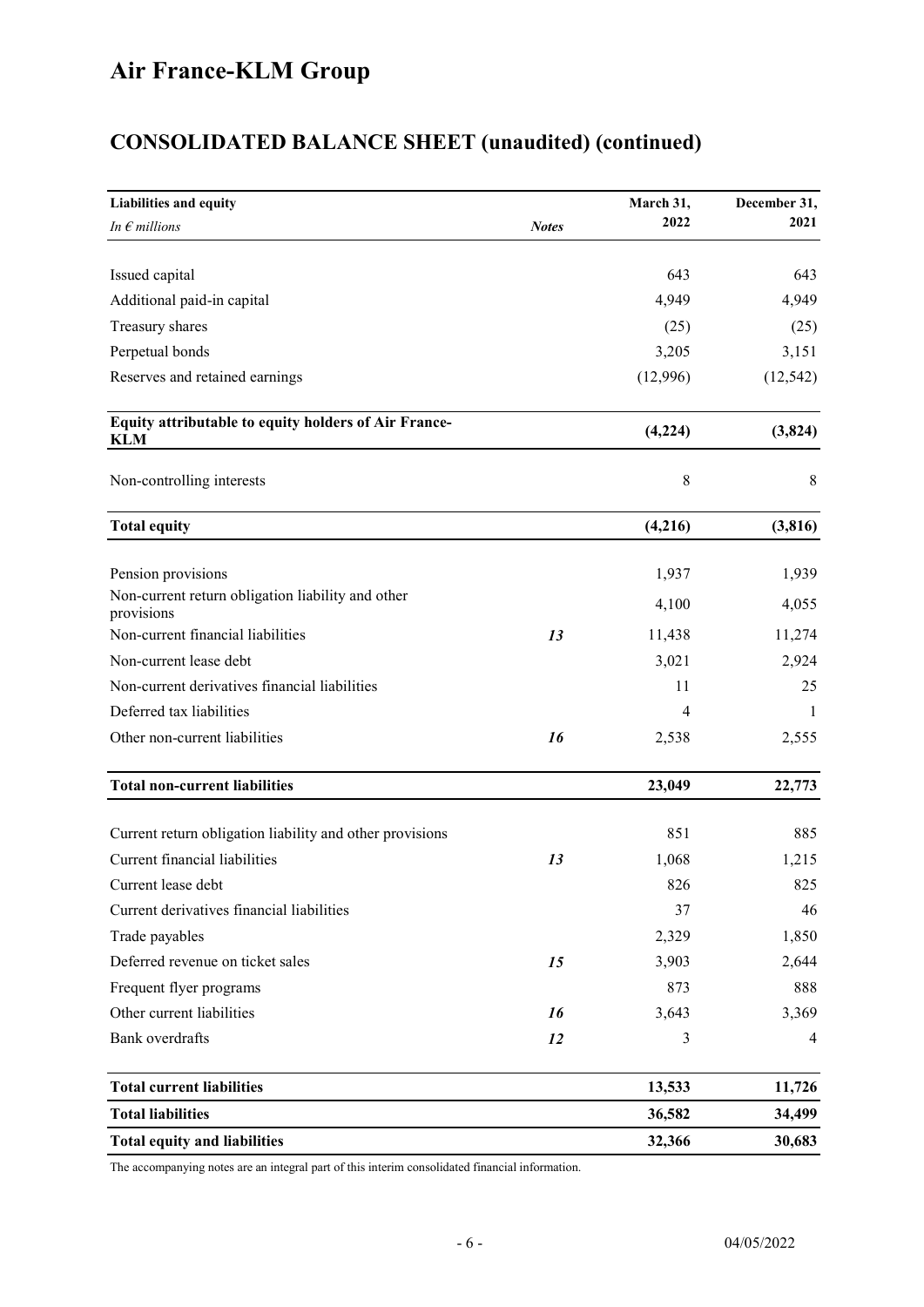# Air France-KLM Group

## CONSOLIDATED BALANCE SHEET (unaudited) (continued)

| **Liabilities and equity**<br>*In € millions* | ***Notes*** | **March 31, 2022** | **December 31, 2021** |
|---|---|---|---|
| Issued capital | | 643 | 643 |
| Additional paid-in capital | | 4,949 | 4,949 |
| Treasury shares | | (25) | (25) |
| Perpetual bonds | | 3,205 | 3,151 |
| Reserves and retained earnings | | (12,996) | (12,542) |
| **Equity attributable to equity holders of Air France-KLM** | | **(4,224)** | **(3,824)** |
| Non-controlling interests | | 8 | 8 |
| **Total equity** | | **(4,216)** | **(3,816)** |
| Pension provisions | | 1,937 | 1,939 |
| Non-current return obligation liability and other provisions | | 4,100 | 4,055 |
| Non-current financial liabilities | ***13*** | 11,438 | 11,274 |
| Non-current lease debt | | 3,021 | 2,924 |
| Non-current derivatives financial liabilities | | 11 | 25 |
| Deferred tax liabilities | | 4 | 1 |
| Other non-current liabilities | ***16*** | 2,538 | 2,555 |
| **Total non-current liabilities** | | **23,049** | **22,773** |
| Current return obligation liability and other provisions | | 851 | 885 |
| Current financial liabilities | ***13*** | 1,068 | 1,215 |
| Current lease debt | | 826 | 825 |
| Current derivatives financial liabilities | | 37 | 46 |
| Trade payables | | 2,329 | 1,850 |
| Deferred revenue on ticket sales | ***15*** | 3,903 | 2,644 |
| Frequent flyer programs | | 873 | 888 |
| Other current liabilities | ***16*** | 3,643 | 3,369 |
| Bank overdrafts | ***12*** | 3 | 4 |
| **Total current liabilities** | | **13,533** | **11,726** |
| **Total liabilities** | | **36,582** | **34,499** |
| **Total equity and liabilities** | | **32,366** | **30,683** |

The accompanying notes are an integral part of this interim consolidated financial information.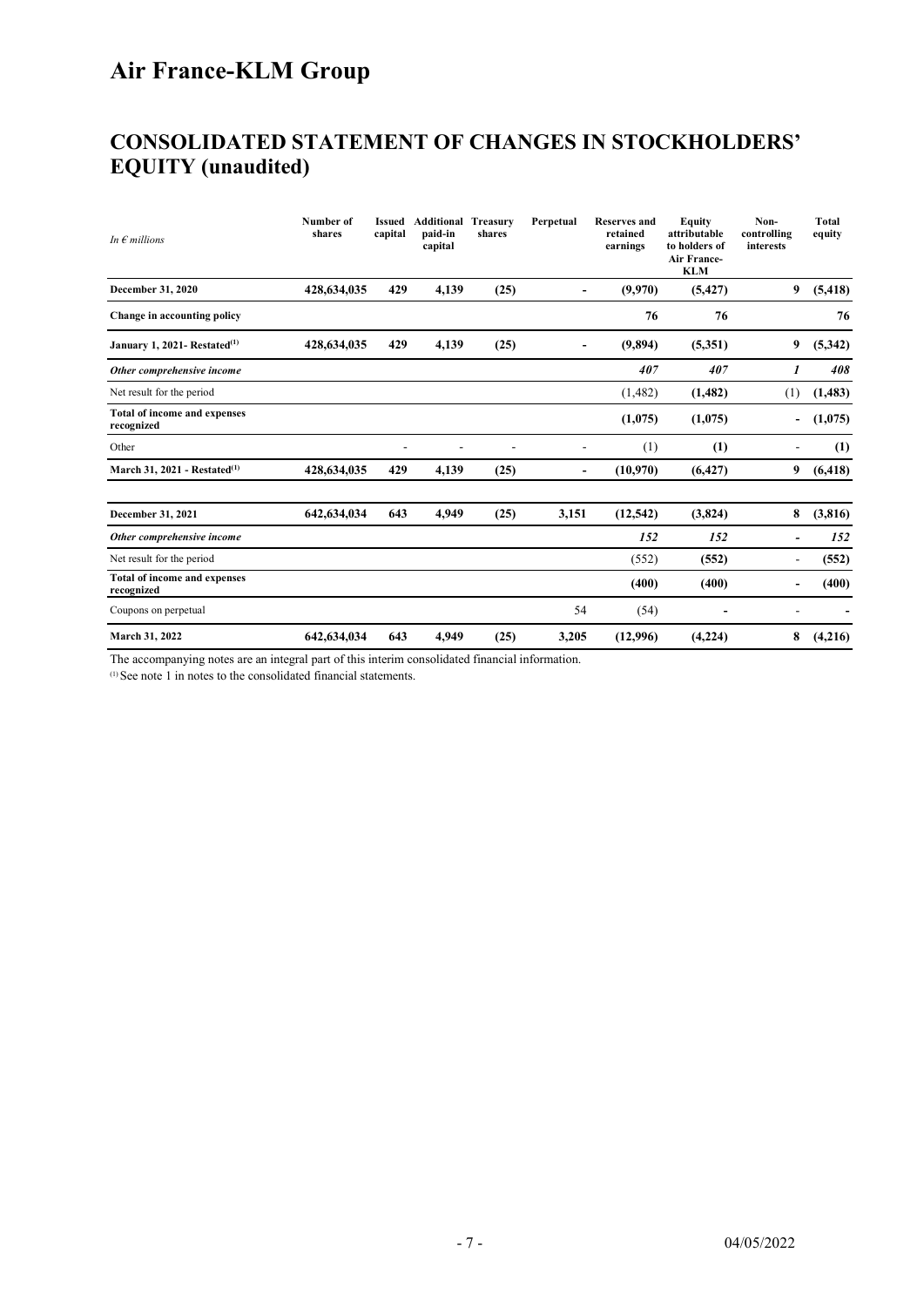# Air France-KLM Group

## CONSOLIDATED STATEMENT OF CHANGES IN STOCKHOLDERS' EQUITY (unaudited)

| *In € millions* | Number of shares | Issued capital | Additional paid-in capital | Treasury shares | Perpetual | Reserves and retained earnings | Equity attributable to holders of Air France-KLM | Non-controlling interests | Total equity |
|---|---|---|---|---|---|---|---|---|---|
| **December 31, 2020** | **428,634,035** | **429** | **4,139** | **(25)** | **-** | **(9,970)** | **(5,427)** | **9** | **(5,418)** |
| **Change in accounting policy** | | | | | | **76** | **76** | | **76** |
| **January 1, 2021- Restated[(1)]** | **428,634,035** | **429** | **4,139** | **(25)** | **-** | **(9,894)** | **(5,351)** | **9** | **(5,342)** |
| ***Other comprehensive income*** | | | | | | ***407*** | ***407*** | ***1*** | ***408*** |
| Net result for the period | | | | | | (1,482) | **(1,482)** | (1) | **(1,483)** |
| **Total of income and expenses recognized** | | | | | | **(1,075)** | **(1,075)** | **-** | **(1,075)** |
| Other | | - | - | - | - | (1) | **(1)** | - | **(1)** |
| **March 31, 2021 - Restated[(1)]** | **428,634,035** | **429** | **4,139** | **(25)** | **-** | **(10,970)** | **(6,427)** | **9** | **(6,418)** |
| | | | | | | | | | |
| **December 31, 2021** | **642,634,034** | **643** | **4,949** | **(25)** | **3,151** | **(12,542)** | **(3,824)** | **8** | **(3,816)** |
| ***Other comprehensive income*** | | | | | | ***152*** | ***152*** | ***-*** | ***152*** |
| Net result for the period | | | | | | (552) | **(552)** | - | **(552)** |
| **Total of income and expenses recognized** | | | | | | **(400)** | **(400)** | **-** | **(400)** |
| Coupons on perpetual | | | | | 54 | (54) | **-** | - | **-** |
| **March 31, 2022** | **642,634,034** | **643** | **4,949** | **(25)** | **3,205** | **(12,996)** | **(4,224)** | **8** | **(4,216)** |

The accompanying notes are an integral part of this interim consolidated financial information.

(1) See note 1 in notes to the consolidated financial statements.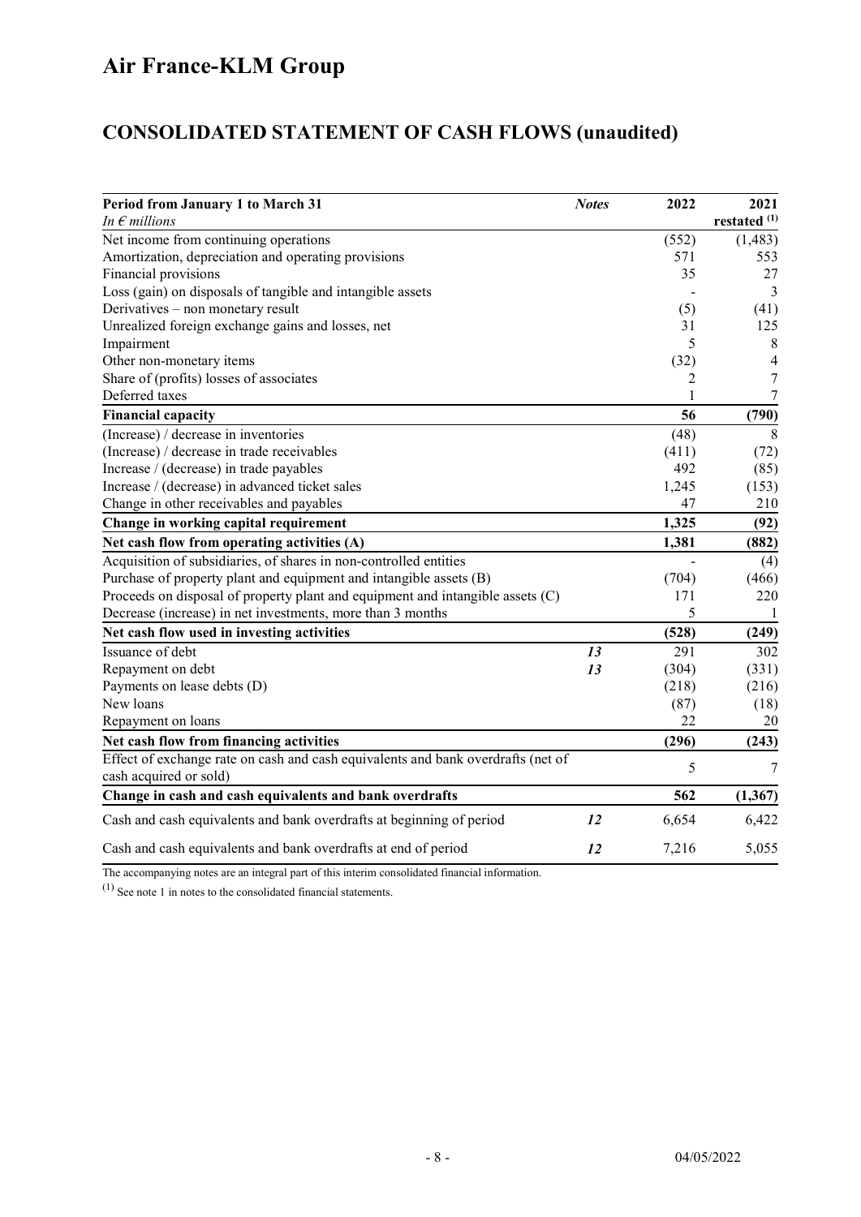# Air France-KLM Group

## CONSOLIDATED STATEMENT OF CASH FLOWS (unaudited)

| Period from January 1 to March 31<br>*In € millions* | *Notes* | 2022 | 2021<br>restated [(1)] |
|---|---|---|---|
| Net income from continuing operations | | (552) | (1,483) |
| Amortization, depreciation and operating provisions | | 571 | 553 |
| Financial provisions | | 35 | 27 |
| Loss (gain) on disposals of tangible and intangible assets | | - | 3 |
| Derivatives – non monetary result | | (5) | (41) |
| Unrealized foreign exchange gains and losses, net | | 31 | 125 |
| Impairment | | 5 | 8 |
| Other non-monetary items | | (32) | 4 |
| Share of (profits) losses of associates | | 2 | 7 |
| Deferred taxes | | 1 | 7 |
| **Financial capacity** | | **56** | **(790)** |
| (Increase) / decrease in inventories | | (48) | 8 |
| (Increase) / decrease in trade receivables | | (411) | (72) |
| Increase / (decrease) in trade payables | | 492 | (85) |
| Increase / (decrease) in advanced ticket sales | | 1,245 | (153) |
| Change in other receivables and payables | | 47 | 210 |
| **Change in working capital requirement** | | **1,325** | **(92)** |
| **Net cash flow from operating activities (A)** | | **1,381** | **(882)** |
| Acquisition of subsidiaries, of shares in non-controlled entities | | - | (4) |
| Purchase of property plant and equipment and intangible assets (B) | | (704) | (466) |
| Proceeds on disposal of property plant and equipment and intangible assets (C) | | 171 | 220 |
| Decrease (increase) in net investments, more than 3 months | | 5 | 1 |
| **Net cash flow used in investing activities** | | **(528)** | **(249)** |
| Issuance of debt | ***13*** | 291 | 302 |
| Repayment on debt | ***13*** | (304) | (331) |
| Payments on lease debts (D) | | (218) | (216) |
| New loans | | (87) | (18) |
| Repayment on loans | | 22 | 20 |
| **Net cash flow from financing activities** | | **(296)** | **(243)** |
| Effect of exchange rate on cash and cash equivalents and bank overdrafts (net of cash acquired or sold) | | 5 | 7 |
| **Change in cash and cash equivalents and bank overdrafts** | | **562** | **(1,367)** |
| Cash and cash equivalents and bank overdrafts at beginning of period | ***12*** | 6,654 | 6,422 |
| Cash and cash equivalents and bank overdrafts at end of period | ***12*** | 7,216 | 5,055 |

The accompanying notes are an integral part of this interim consolidated financial information.

(1) See note 1 in notes to the consolidated financial statements.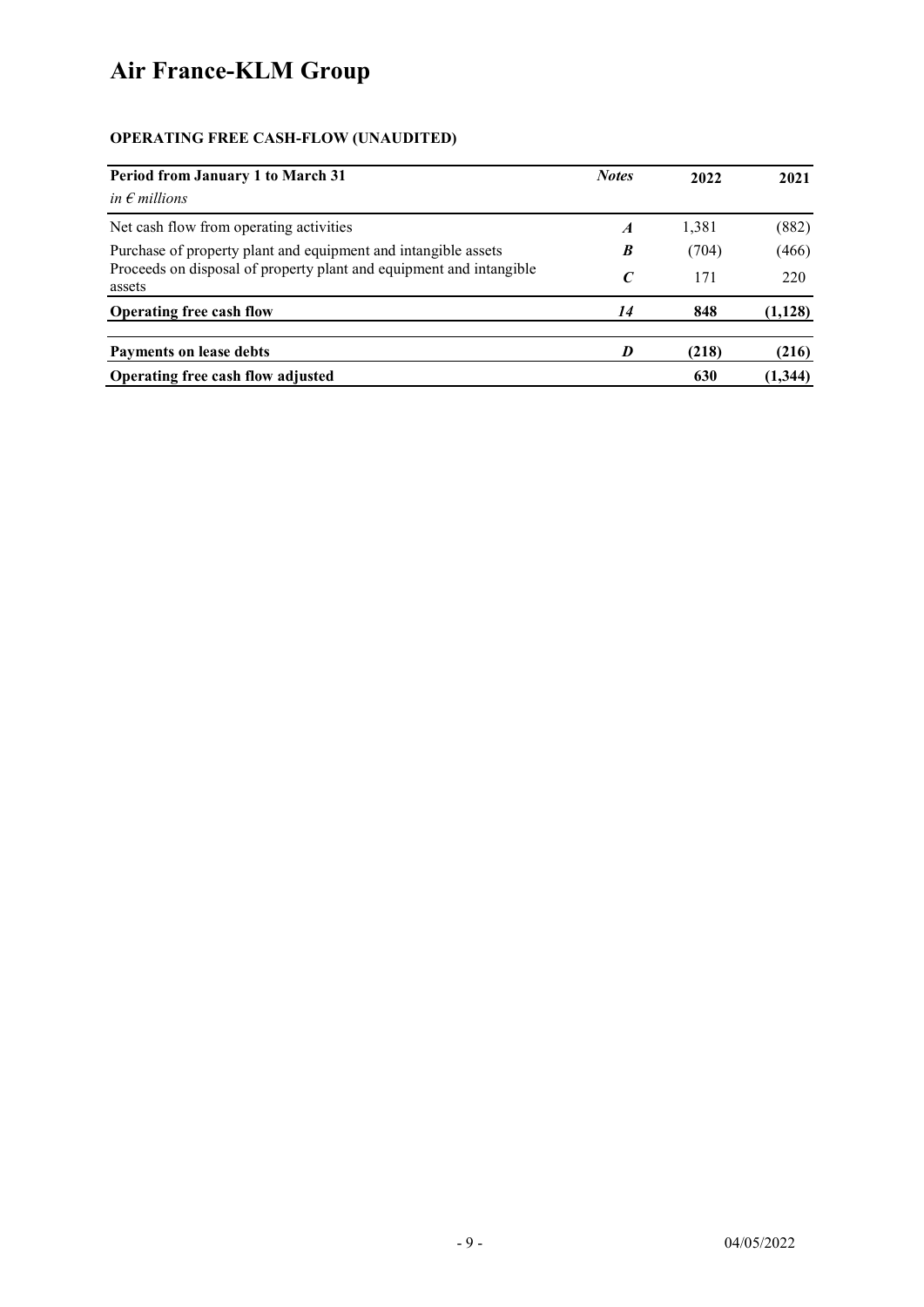# Air France-KLM Group

**OPERATING FREE CASH-FLOW (UNAUDITED)**

| **Period from January 1 to March 31**<br>*in € millions* | ***Notes*** | **2022** | **2021** |
|---|---|---|---|
| Net cash flow from operating activities | ***A*** | 1,381 | (882) |
| Purchase of property plant and equipment and intangible assets | ***B*** | (704) | (466) |
| Proceeds on disposal of property plant and equipment and intangible assets | ***C*** | 171 | 220 |
| **Operating free cash flow** | ***14*** | **848** | **(1,128)** |
| **Payments on lease debts** | ***D*** | **(218)** | **(216)** |
| **Operating free cash flow adjusted** | | **630** | **(1,344)** |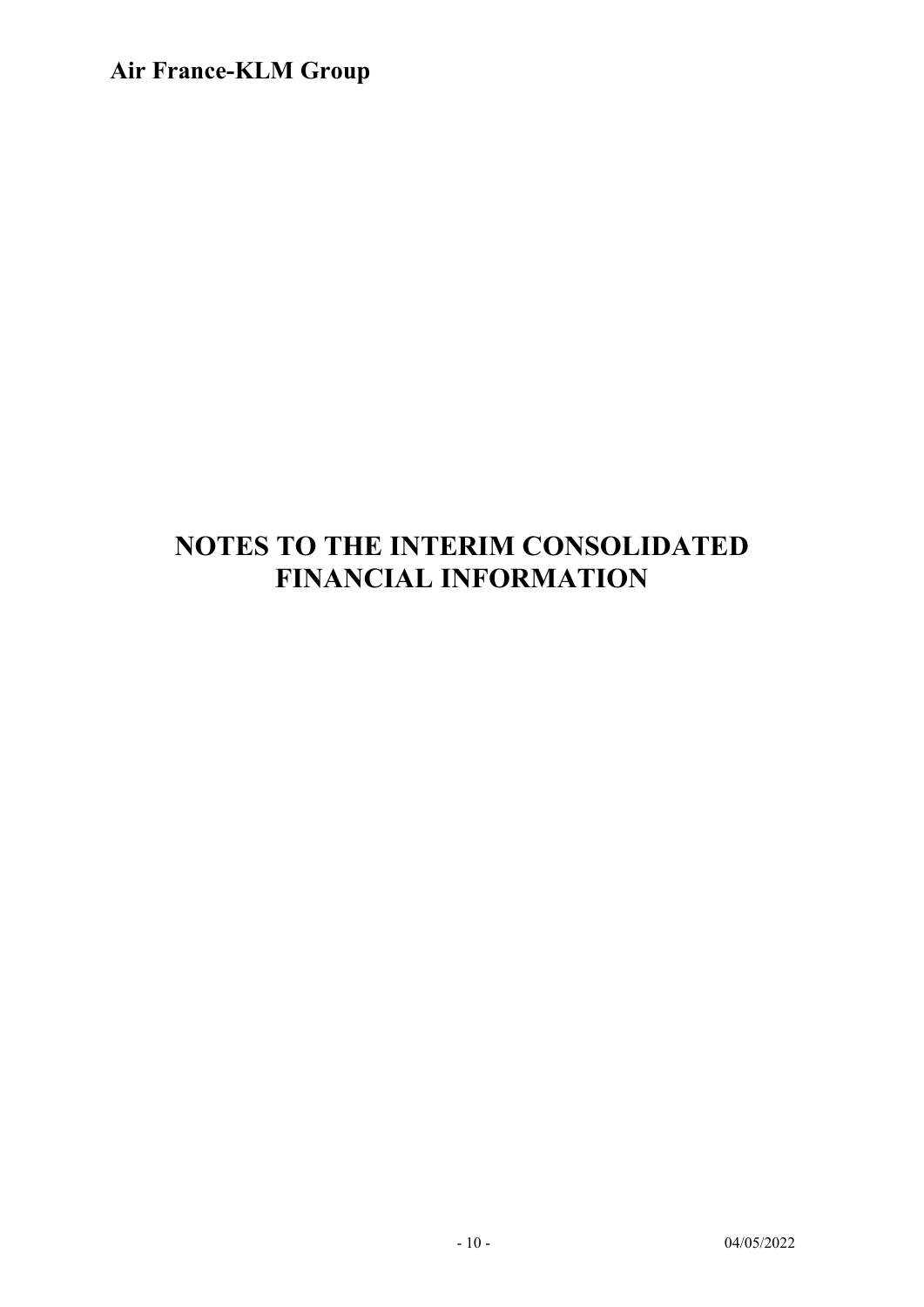# NOTES TO THE INTERIM CONSOLIDATED FINANCIAL INFORMATION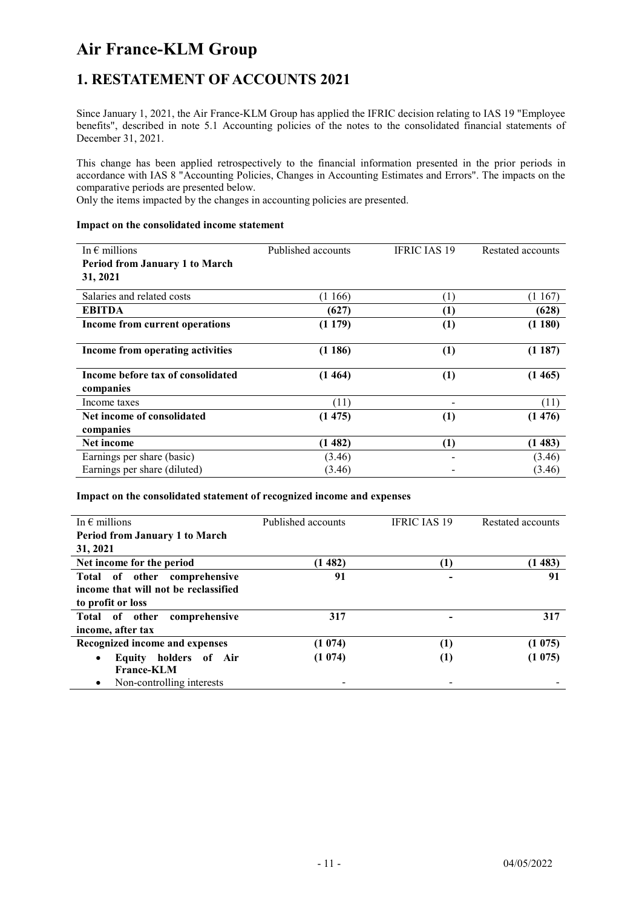# Air France-KLM Group

## 1. RESTATEMENT OF ACCOUNTS 2021

Since January 1, 2021, the Air France-KLM Group has applied the IFRIC decision relating to IAS 19 "Employee benefits", described in note 5.1 Accounting policies of the notes to the consolidated financial statements of December 31, 2021.

This change has been applied retrospectively to the financial information presented in the prior periods in accordance with IAS 8 "Accounting Policies, Changes in Accounting Estimates and Errors". The impacts on the comparative periods are presented below.
Only the items impacted by the changes in accounting policies are presented.

**Impact on the consolidated income statement**

| In € millions<br>**Period from January 1 to March 31, 2021** | Published accounts | IFRIC IAS 19 | Restated accounts |
|---|---|---|---|
| Salaries and related costs | (1 166) | (1) | (1 167) |
| **EBITDA** | **(627)** | **(1)** | **(628)** |
| **Income from current operations** | **(1 179)** | **(1)** | **(1 180)** |
| **Income from operating activities** | **(1 186)** | **(1)** | **(1 187)** |
| **Income before tax of consolidated companies** | **(1 464)** | **(1)** | **(1 465)** |
| Income taxes | (11) | - | (11) |
| **Net income of consolidated companies** | **(1 475)** | **(1)** | **(1 476)** |
| **Net income** | **(1 482)** | **(1)** | **(1 483)** |
| Earnings per share (basic) | (3.46) | - | (3.46) |
| Earnings per share (diluted) | (3.46) | - | (3.46) |

**Impact on the consolidated statement of recognized income and expenses**

| In € millions<br>**Period from January 1 to March 31, 2021** | Published accounts | IFRIC IAS 19 | Restated accounts |
|---|---|---|---|
| **Net income for the period** | **(1 482)** | **(1)** | **(1 483)** |
| **Total of other comprehensive income that will not be reclassified to profit or loss** | **91** | **-** | **91** |
| **Total of other comprehensive income, after tax** | **317** | **-** | **317** |
| **Recognized income and expenses** | **(1 074)** | **(1)** | **(1 075)** |
| • **Equity holders of Air France-KLM** | **(1 074)** | **(1)** | **(1 075)** |
| • Non-controlling interests | - | - | - |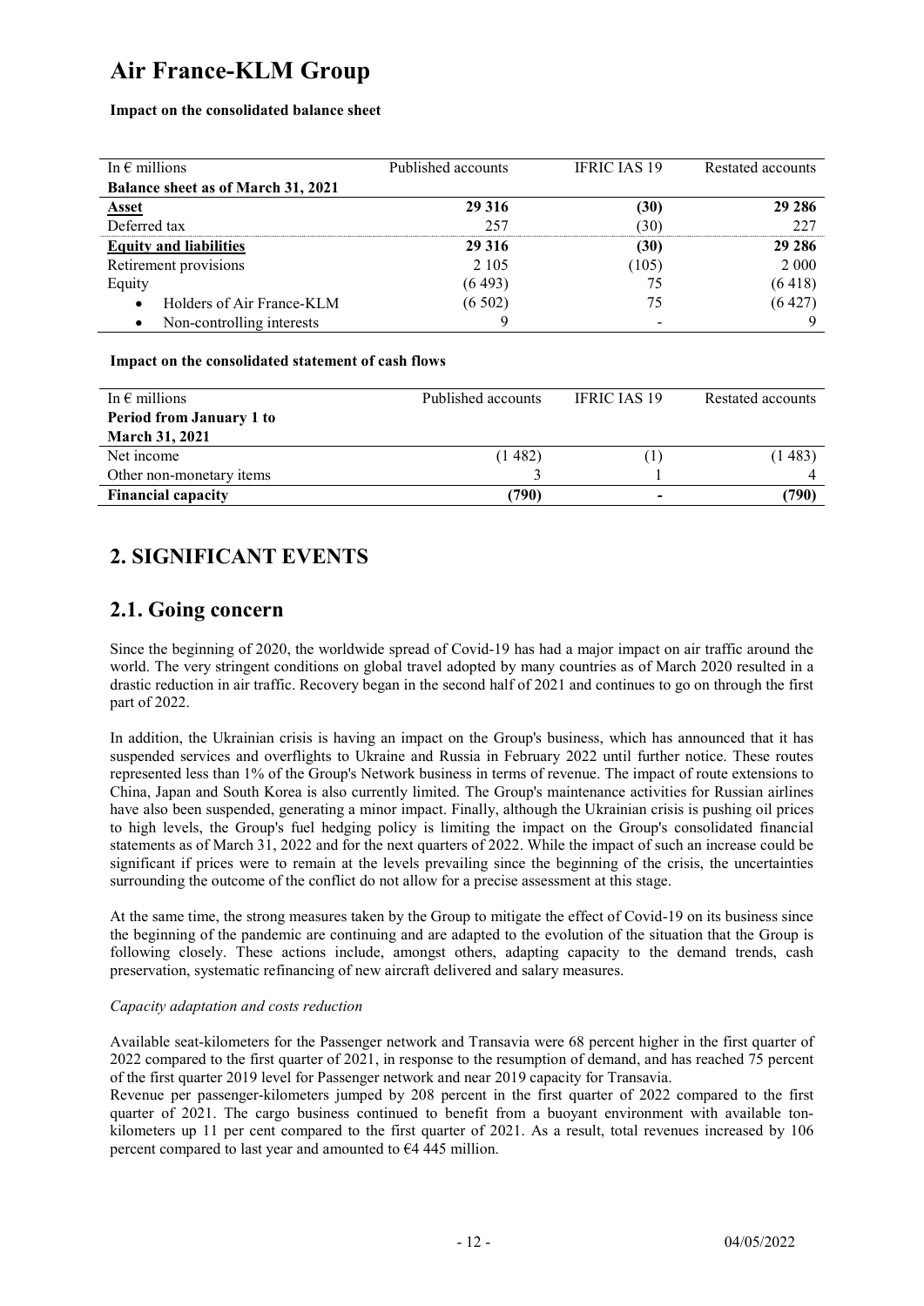# Air France-KLM Group

**Impact on the consolidated balance sheet**

| In € millions | Published accounts | IFRIC IAS 19 | Restated accounts |
|---|---|---|---|
| **Balance sheet as of March 31, 2021** | | | |
| **Asset** | **29 316** | **(30)** | **29 286** |
| Deferred tax | 257 | (30) | 227 |
| **Equity and liabilities** | **29 316** | **(30)** | **29 286** |
| Retirement provisions | 2 105 | (105) | 2 000 |
| Equity | (6 493) | 75 | (6 418) |
| • Holders of Air France-KLM | (6 502) | 75 | (6 427) |
| • Non-controlling interests | 9 | - | 9 |

**Impact on the consolidated statement of cash flows**

| In € millions | Published accounts | IFRIC IAS 19 | Restated accounts |
|---|---|---|---|
| **Period from January 1 to March 31, 2021** | | | |
| Net income | (1 482) | (1) | (1 483) |
| Other non-monetary items | 3 | 1 | 4 |
| **Financial capacity** | **(790)** | **-** | **(790)** |

# 2. SIGNIFICANT EVENTS

## 2.1. Going concern

Since the beginning of 2020, the worldwide spread of Covid-19 has had a major impact on air traffic around the world. The very stringent conditions on global travel adopted by many countries as of March 2020 resulted in a drastic reduction in air traffic. Recovery began in the second half of 2021 and continues to go on through the first part of 2022.

In addition, the Ukrainian crisis is having an impact on the Group's business, which has announced that it has suspended services and overflights to Ukraine and Russia in February 2022 until further notice. These routes represented less than 1% of the Group's Network business in terms of revenue. The impact of route extensions to China, Japan and South Korea is also currently limited. The Group's maintenance activities for Russian airlines have also been suspended, generating a minor impact. Finally, although the Ukrainian crisis is pushing oil prices to high levels, the Group's fuel hedging policy is limiting the impact on the Group's consolidated financial statements as of March 31, 2022 and for the next quarters of 2022. While the impact of such an increase could be significant if prices were to remain at the levels prevailing since the beginning of the crisis, the uncertainties surrounding the outcome of the conflict do not allow for a precise assessment at this stage.

At the same time, the strong measures taken by the Group to mitigate the effect of Covid-19 on its business since the beginning of the pandemic are continuing and are adapted to the evolution of the situation that the Group is following closely. These actions include, amongst others, adapting capacity to the demand trends, cash preservation, systematic refinancing of new aircraft delivered and salary measures.

*Capacity adaptation and costs reduction*

Available seat-kilometers for the Passenger network and Transavia were 68 percent higher in the first quarter of 2022 compared to the first quarter of 2021, in response to the resumption of demand, and has reached 75 percent of the first quarter 2019 level for Passenger network and near 2019 capacity for Transavia.
Revenue per passenger-kilometers jumped by 208 percent in the first quarter of 2022 compared to the first quarter of 2021. The cargo business continued to benefit from a buoyant environment with available ton-kilometers up 11 per cent compared to the first quarter of 2021. As a result, total revenues increased by 106 percent compared to last year and amounted to €4 445 million.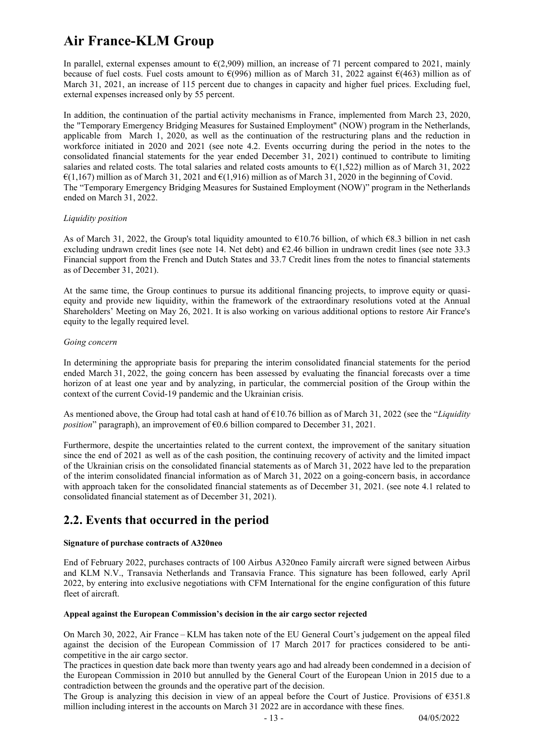In parallel, external expenses amount to €(2,909) million, an increase of 71 percent compared to 2021, mainly because of fuel costs. Fuel costs amount to €(996) million as of March 31, 2022 against €(463) million as of March 31, 2021, an increase of 115 percent due to changes in capacity and higher fuel prices. Excluding fuel, external expenses increased only by 55 percent.

In addition, the continuation of the partial activity mechanisms in France, implemented from March 23, 2020, the "Temporary Emergency Bridging Measures for Sustained Employment" (NOW) program in the Netherlands, applicable from March 1, 2020, as well as the continuation of the restructuring plans and the reduction in workforce initiated in 2020 and 2021 (see note 4.2. Events occurring during the period in the notes to the consolidated financial statements for the year ended December 31, 2021) continued to contribute to limiting salaries and related costs. The total salaries and related costs amounts to €(1,522) million as of March 31, 2022 €(1,167) million as of March 31, 2021 and €(1,916) million as of March 31, 2020 in the beginning of Covid.
The "Temporary Emergency Bridging Measures for Sustained Employment (NOW)" program in the Netherlands ended on March 31, 2022.

*Liquidity position*

As of March 31, 2022, the Group's total liquidity amounted to €10.76 billion, of which €8.3 billion in net cash excluding undrawn credit lines (see note 14. Net debt) and €2.46 billion in undrawn credit lines (see note 33.3 Financial support from the French and Dutch States and 33.7 Credit lines from the notes to financial statements as of December 31, 2021).

At the same time, the Group continues to pursue its additional financing projects, to improve equity or quasi-equity and provide new liquidity, within the framework of the extraordinary resolutions voted at the Annual Shareholders' Meeting on May 26, 2021. It is also working on various additional options to restore Air France's equity to the legally required level.

*Going concern*

In determining the appropriate basis for preparing the interim consolidated financial statements for the period ended March 31, 2022, the going concern has been assessed by evaluating the financial forecasts over a time horizon of at least one year and by analyzing, in particular, the commercial position of the Group within the context of the current Covid-19 pandemic and the Ukrainian crisis.

As mentioned above, the Group had total cash at hand of €10.76 billion as of March 31, 2022 (see the "*Liquidity position*" paragraph), an improvement of €0.6 billion compared to December 31, 2021.

Furthermore, despite the uncertainties related to the current context, the improvement of the sanitary situation since the end of 2021 as well as of the cash position, the continuing recovery of activity and the limited impact of the Ukrainian crisis on the consolidated financial statements as of March 31, 2022 have led to the preparation of the interim consolidated financial information as of March 31, 2022 on a going-concern basis, in accordance with approach taken for the consolidated financial statements as of December 31, 2021. (see note 4.1 related to consolidated financial statement as of December 31, 2021).

## 2.2. Events that occurred in the period

**Signature of purchase contracts of A320neo**

End of February 2022, purchases contracts of 100 Airbus A320neo Family aircraft were signed between Airbus and KLM N.V., Transavia Netherlands and Transavia France. This signature has been followed, early April 2022, by entering into exclusive negotiations with CFM International for the engine configuration of this future fleet of aircraft.

**Appeal against the European Commission's decision in the air cargo sector rejected**

On March 30, 2022, Air France – KLM has taken note of the EU General Court's judgement on the appeal filed against the decision of the European Commission of 17 March 2017 for practices considered to be anti-competitive in the air cargo sector.
The practices in question date back more than twenty years ago and had already been condemned in a decision of the European Commission in 2010 but annulled by the General Court of the European Union in 2015 due to a contradiction between the grounds and the operative part of the decision.
The Group is analyzing this decision in view of an appeal before the Court of Justice. Provisions of €351.8 million including interest in the accounts on March 31 2022 are in accordance with these fines.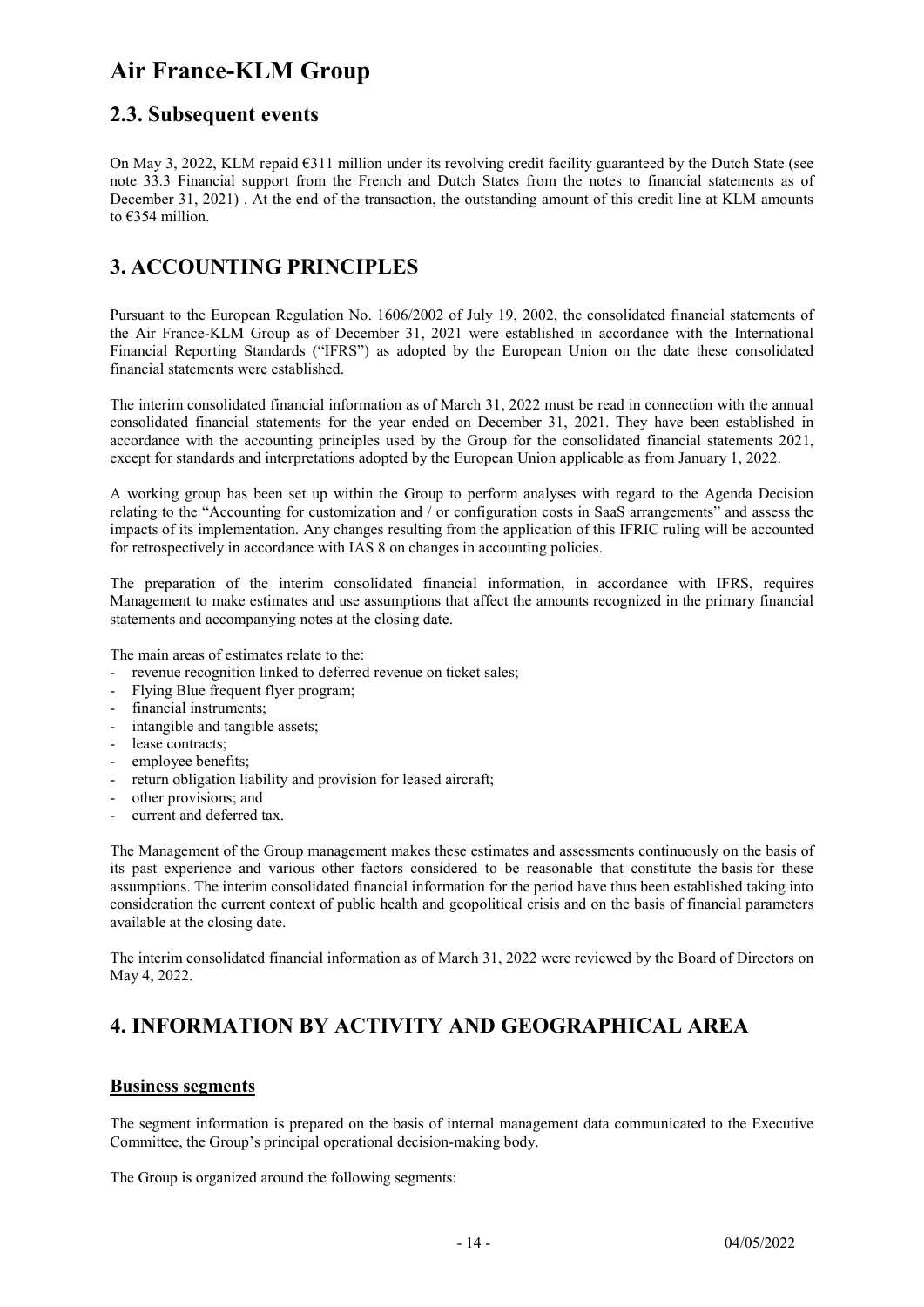## 2.3. Subsequent events

On May 3, 2022, KLM repaid €311 million under its revolving credit facility guaranteed by the Dutch State (see note 33.3 Financial support from the French and Dutch States from the notes to financial statements as of December 31, 2021) . At the end of the transaction, the outstanding amount of this credit line at KLM amounts to €354 million.

# 3. ACCOUNTING PRINCIPLES

Pursuant to the European Regulation No. 1606/2002 of July 19, 2002, the consolidated financial statements of the Air France-KLM Group as of December 31, 2021 were established in accordance with the International Financial Reporting Standards ("IFRS") as adopted by the European Union on the date these consolidated financial statements were established.

The interim consolidated financial information as of March 31, 2022 must be read in connection with the annual consolidated financial statements for the year ended on December 31, 2021. They have been established in accordance with the accounting principles used by the Group for the consolidated financial statements 2021, except for standards and interpretations adopted by the European Union applicable as from January 1, 2022.

A working group has been set up within the Group to perform analyses with regard to the Agenda Decision relating to the "Accounting for customization and / or configuration costs in SaaS arrangements" and assess the impacts of its implementation. Any changes resulting from the application of this IFRIC ruling will be accounted for retrospectively in accordance with IAS 8 on changes in accounting policies.

The preparation of the interim consolidated financial information, in accordance with IFRS, requires Management to make estimates and use assumptions that affect the amounts recognized in the primary financial statements and accompanying notes at the closing date.

The main areas of estimates relate to the:

- revenue recognition linked to deferred revenue on ticket sales;
- Flying Blue frequent flyer program;
- financial instruments;
- intangible and tangible assets;
- lease contracts;
- employee benefits;
- return obligation liability and provision for leased aircraft;
- other provisions; and
- current and deferred tax.

The Management of the Group management makes these estimates and assessments continuously on the basis of its past experience and various other factors considered to be reasonable that constitute the basis for these assumptions. The interim consolidated financial information for the period have thus been established taking into consideration the current context of public health and geopolitical crisis and on the basis of financial parameters available at the closing date.

The interim consolidated financial information as of March 31, 2022 were reviewed by the Board of Directors on May 4, 2022.

# 4. INFORMATION BY ACTIVITY AND GEOGRAPHICAL AREA

### Business segments

The segment information is prepared on the basis of internal management data communicated to the Executive Committee, the Group's principal operational decision-making body.

The Group is organized around the following segments: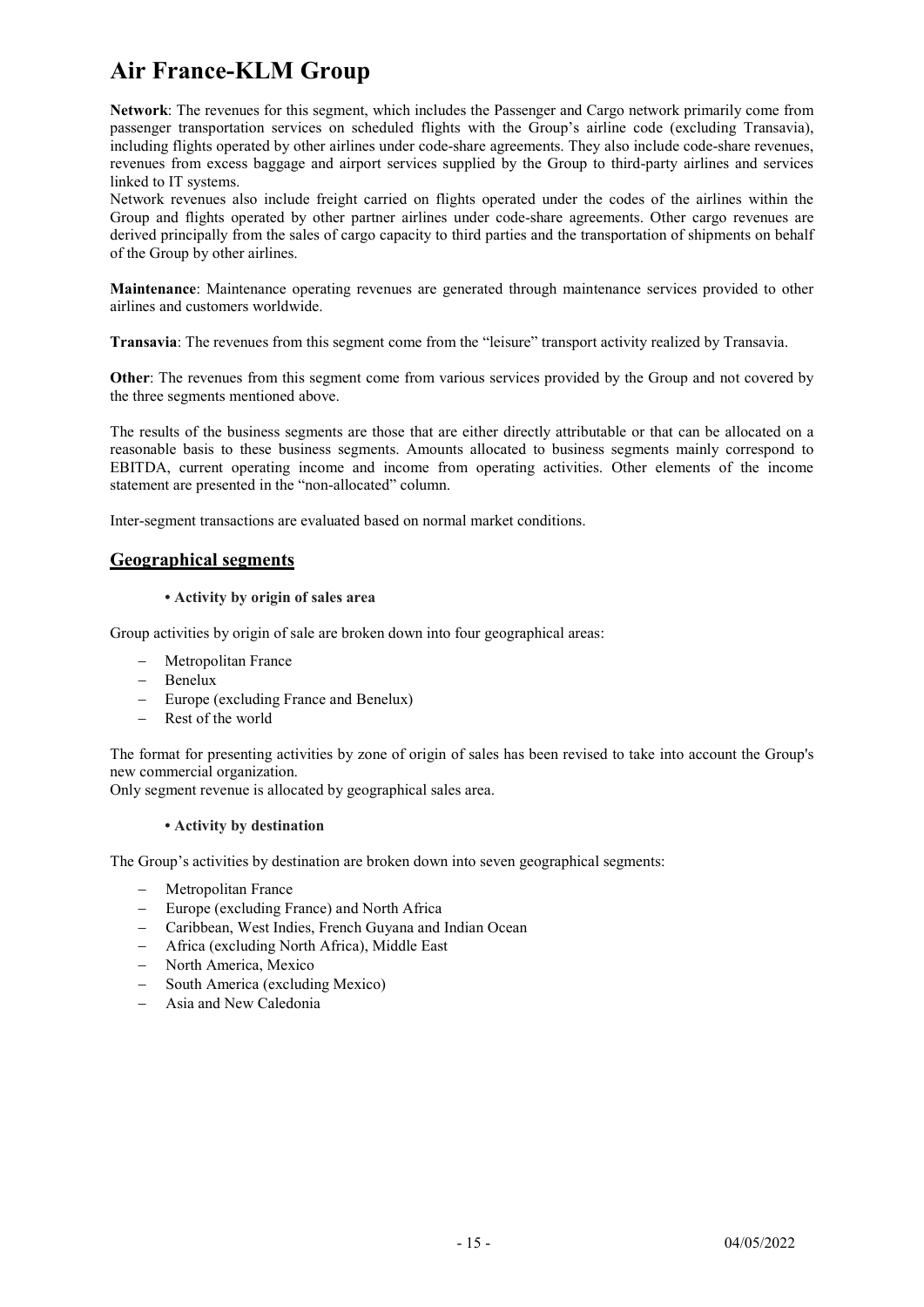**Network**: The revenues for this segment, which includes the Passenger and Cargo network primarily come from passenger transportation services on scheduled flights with the Group's airline code (excluding Transavia), including flights operated by other airlines under code-share agreements. They also include code-share revenues, revenues from excess baggage and airport services supplied by the Group to third-party airlines and services linked to IT systems.
Network revenues also include freight carried on flights operated under the codes of the airlines within the Group and flights operated by other partner airlines under code-share agreements. Other cargo revenues are derived principally from the sales of cargo capacity to third parties and the transportation of shipments on behalf of the Group by other airlines.

**Maintenance**: Maintenance operating revenues are generated through maintenance services provided to other airlines and customers worldwide.

**Transavia**: The revenues from this segment come from the "leisure" transport activity realized by Transavia.

**Other**: The revenues from this segment come from various services provided by the Group and not covered by the three segments mentioned above.

The results of the business segments are those that are either directly attributable or that can be allocated on a reasonable basis to these business segments. Amounts allocated to business segments mainly correspond to EBITDA, current operating income and income from operating activities. Other elements of the income statement are presented in the "non-allocated" column.

Inter-segment transactions are evaluated based on normal market conditions.

## Geographical segments

**• Activity by origin of sales area**

Group activities by origin of sale are broken down into four geographical areas:

- Metropolitan France
- Benelux
- Europe (excluding France and Benelux)
- Rest of the world

The format for presenting activities by zone of origin of sales has been revised to take into account the Group's new commercial organization.
Only segment revenue is allocated by geographical sales area.

**• Activity by destination**

The Group's activities by destination are broken down into seven geographical segments:

- Metropolitan France
- Europe (excluding France) and North Africa
- Caribbean, West Indies, French Guyana and Indian Ocean
- Africa (excluding North Africa), Middle East
- North America, Mexico
- South America (excluding Mexico)
- Asia and New Caledonia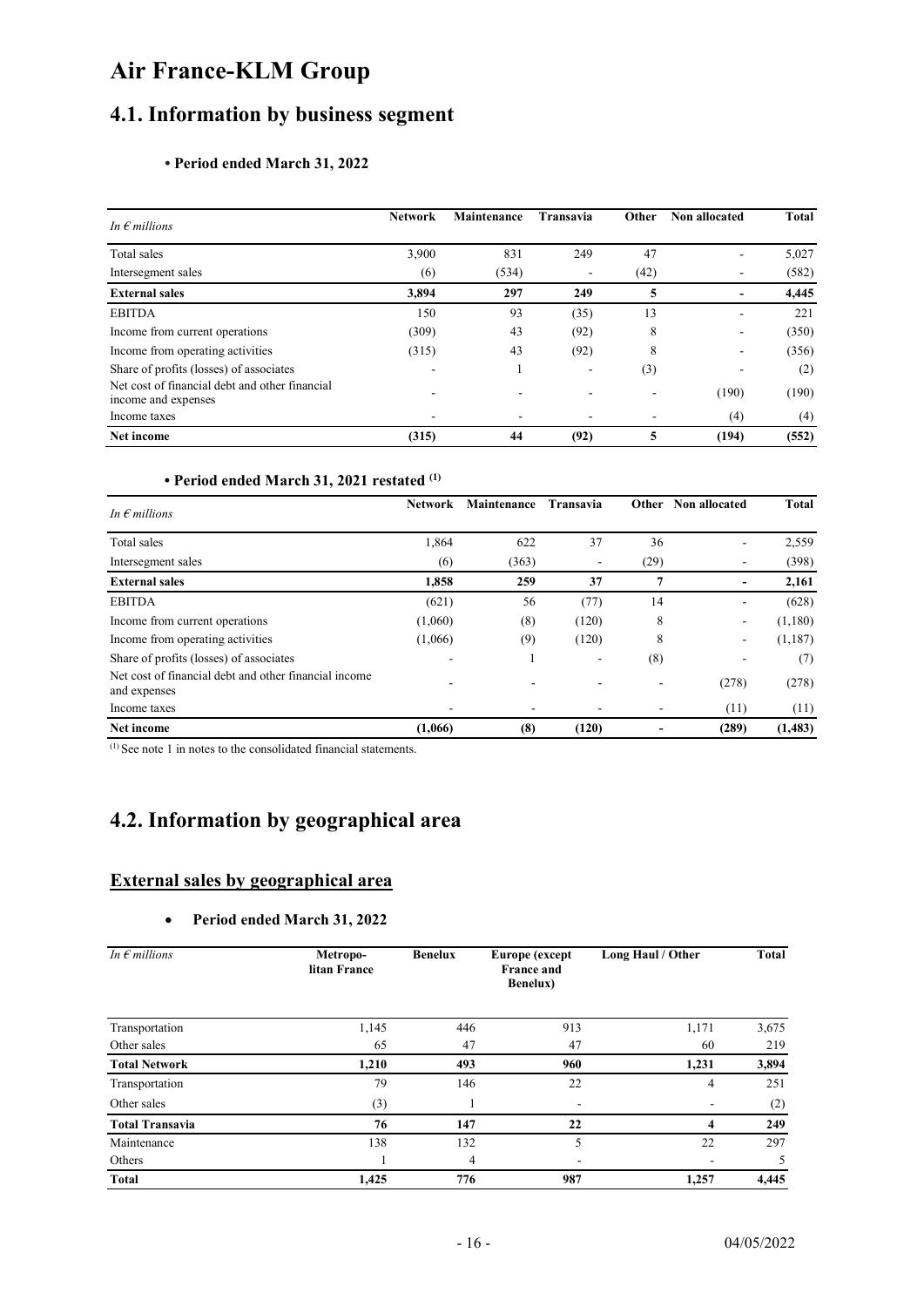# Air France-KLM Group

## 4.1. Information by business segment

### • Period ended March 31, 2022

| *In € millions* | Network | Maintenance | Transavia | Other | Non allocated | Total |
|---|---|---|---|---|---|---|
| Total sales | 3,900 | 831 | 249 | 47 | - | 5,027 |
| Intersegment sales | (6) | (534) | - | (42) | - | (582) |
| **External sales** | **3,894** | **297** | **249** | **5** | **-** | **4,445** |
| EBITDA | 150 | 93 | (35) | 13 | - | 221 |
| Income from current operations | (309) | 43 | (92) | 8 | - | (350) |
| Income from operating activities | (315) | 43 | (92) | 8 | - | (356) |
| Share of profits (losses) of associates | - | 1 | - | (3) | - | (2) |
| Net cost of financial debt and other financial income and expenses | - | - | - | - | (190) | (190) |
| Income taxes | - | - | - | - | (4) | (4) |
| **Net income** | **(315)** | **44** | **(92)** | **5** | **(194)** | **(552)** |

### • Period ended March 31, 2021 restated [(1)]

| *In € millions* | Network | Maintenance | Transavia | Other | Non allocated | Total |
|---|---|---|---|---|---|---|
| Total sales | 1,864 | 622 | 37 | 36 | - | 2,559 |
| Intersegment sales | (6) | (363) | - | (29) | - | (398) |
| **External sales** | **1,858** | **259** | **37** | **7** | **-** | **2,161** |
| EBITDA | (621) | 56 | (77) | 14 | - | (628) |
| Income from current operations | (1,060) | (8) | (120) | 8 | - | (1,180) |
| Income from operating activities | (1,066) | (9) | (120) | 8 | - | (1,187) |
| Share of profits (losses) of associates | - | 1 | - | (8) | - | (7) |
| Net cost of financial debt and other financial income and expenses | - | - | - | - | (278) | (278) |
| Income taxes | - | - | - | - | (11) | (11) |
| **Net income** | **(1,066)** | **(8)** | **(120)** | **-** | **(289)** | **(1,483)** |

(1) See note 1 in notes to the consolidated financial statements.

## 4.2. Information by geographical area

### External sales by geographical area

- **Period ended March 31, 2022**

| *In € millions* | Metropolitan France | Benelux | Europe (except France and Benelux) | Long Haul / Other | Total |
|---|---|---|---|---|---|
| Transportation | 1,145 | 446 | 913 | 1,171 | 3,675 |
| Other sales | 65 | 47 | 47 | 60 | 219 |
| **Total Network** | **1,210** | **493** | **960** | **1,231** | **3,894** |
| Transportation | 79 | 146 | 22 | 4 | 251 |
| Other sales | (3) | 1 | - | - | (2) |
| **Total Transavia** | **76** | **147** | **22** | **4** | **249** |
| Maintenance | 138 | 132 | 5 | 22 | 297 |
| Others | 1 | 4 | - | - | 5 |
| **Total** | **1,425** | **776** | **987** | **1,257** | **4,445** |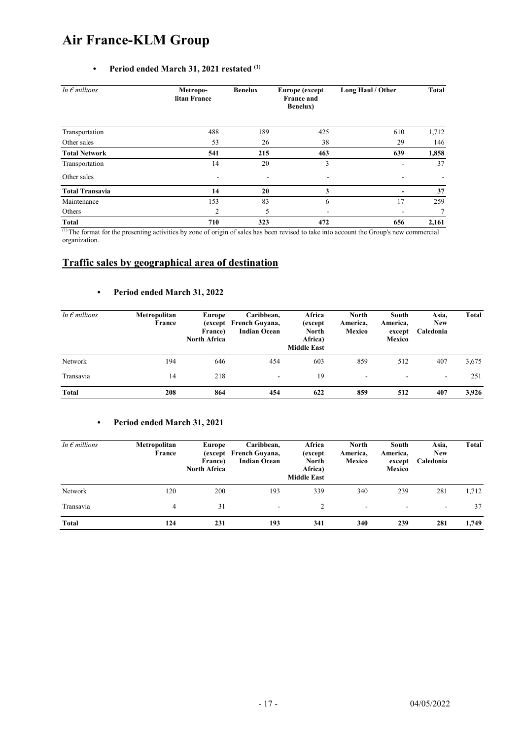# Air France-KLM Group

- **Period ended March 31, 2021 restated [(1)]**

| *In € millions* | Metropo-litan France | Benelux | Europe (except France and Benelux) | Long Haul / Other | Total |
|---|---|---|---|---|---|
| Transportation | 488 | 189 | 425 | 610 | 1,712 |
| Other sales | 53 | 26 | 38 | 29 | 146 |
| **Total Network** | **541** | **215** | **463** | **639** | **1,858** |
| Transportation | 14 | 20 | 3 | - | 37 |
| Other sales | - | - | - | - | - |
| **Total Transavia** | **14** | **20** | **3** | **-** | **37** |
| Maintenance | 153 | 83 | 6 | 17 | 259 |
| Others | 2 | 5 | - | - | 7 |
| **Total** | **710** | **323** | **472** | **656** | **2,161** |

[(1)] The format for the presenting activities by zone of origin of sales has been revised to take into account the Group's new commercial organization.

## Traffic sales by geographical area of destination

- **Period ended March 31, 2022**

| *In € millions* | Metropolitan France | Europe (except France) North Africa | Caribbean, French Guyana, Indian Ocean | Africa (except North Africa) Middle East | North America, Mexico | South America, except Mexico | Asia, New Caledonia | Total |
|---|---|---|---|---|---|---|---|---|
| Network | 194 | 646 | 454 | 603 | 859 | 512 | 407 | 3,675 |
| Transavia | 14 | 218 | - | 19 | - | - | - | 251 |
| **Total** | **208** | **864** | **454** | **622** | **859** | **512** | **407** | **3,926** |

- **Period ended March 31, 2021**

| *In € millions* | Metropolitan France | Europe (except France) North Africa | Caribbean, French Guyana, Indian Ocean | Africa (except North Africa) Middle East | North America, Mexico | South America, except Mexico | Asia, New Caledonia | Total |
|---|---|---|---|---|---|---|---|---|
| Network | 120 | 200 | 193 | 339 | 340 | 239 | 281 | 1,712 |
| Transavia | 4 | 31 | - | 2 | - | - | - | 37 |
| **Total** | **124** | **231** | **193** | **341** | **340** | **239** | **281** | **1,749** |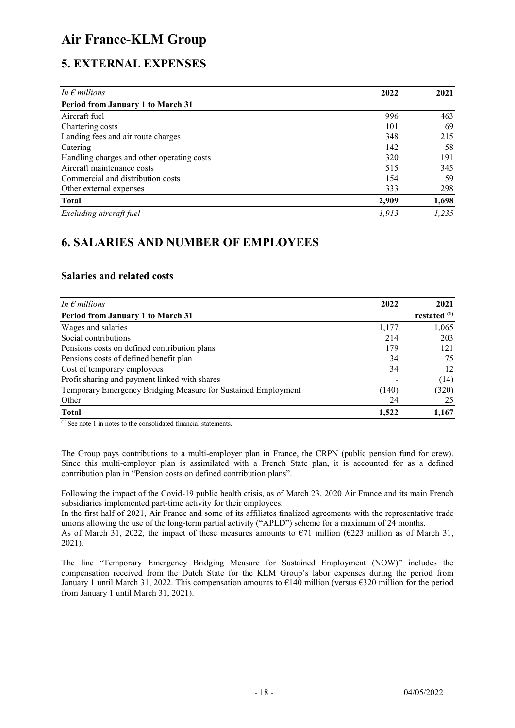# Air France-KLM Group

## 5. EXTERNAL EXPENSES

| *In € millions* | 2022 | 2021 |
|---|---|---|
| **Period from January 1 to March 31** | | |
| Aircraft fuel | 996 | 463 |
| Chartering costs | 101 | 69 |
| Landing fees and air route charges | 348 | 215 |
| Catering | 142 | 58 |
| Handling charges and other operating costs | 320 | 191 |
| Aircraft maintenance costs | 515 | 345 |
| Commercial and distribution costs | 154 | 59 |
| Other external expenses | 333 | 298 |
| **Total** | **2,909** | **1,698** |
| *Excluding aircraft fuel* | *1,913* | *1,235* |

## 6. SALARIES AND NUMBER OF EMPLOYEES

### Salaries and related costs

| *In € millions* | 2022 | 2021 |
|---|---|---|
| **Period from January 1 to March 31** | | **restated [1]** |
| Wages and salaries | 1,177 | 1,065 |
| Social contributions | 214 | 203 |
| Pensions costs on defined contribution plans | 179 | 121 |
| Pensions costs of defined benefit plan | 34 | 75 |
| Cost of temporary employees | 34 | 12 |
| Profit sharing and payment linked with shares | - | (14) |
| Temporary Emergency Bridging Measure for Sustained Employment | (140) | (320) |
| Other | 24 | 25 |
| **Total** | **1,522** | **1,167** |

[1] See note 1 in notes to the consolidated financial statements.

The Group pays contributions to a multi-employer plan in France, the CRPN (public pension fund for crew). Since this multi-employer plan is assimilated with a French State plan, it is accounted for as a defined contribution plan in "Pension costs on defined contribution plans".

Following the impact of the Covid-19 public health crisis, as of March 23, 2020 Air France and its main French subsidiaries implemented part-time activity for their employees.
In the first half of 2021, Air France and some of its affiliates finalized agreements with the representative trade unions allowing the use of the long-term partial activity ("APLD") scheme for a maximum of 24 months.
As of March 31, 2022, the impact of these measures amounts to €71 million (€223 million as of March 31, 2021).

The line "Temporary Emergency Bridging Measure for Sustained Employment (NOW)" includes the compensation received from the Dutch State for the KLM Group's labor expenses during the period from January 1 until March 31, 2022. This compensation amounts to €140 million (versus €320 million for the period from January 1 until March 31, 2021).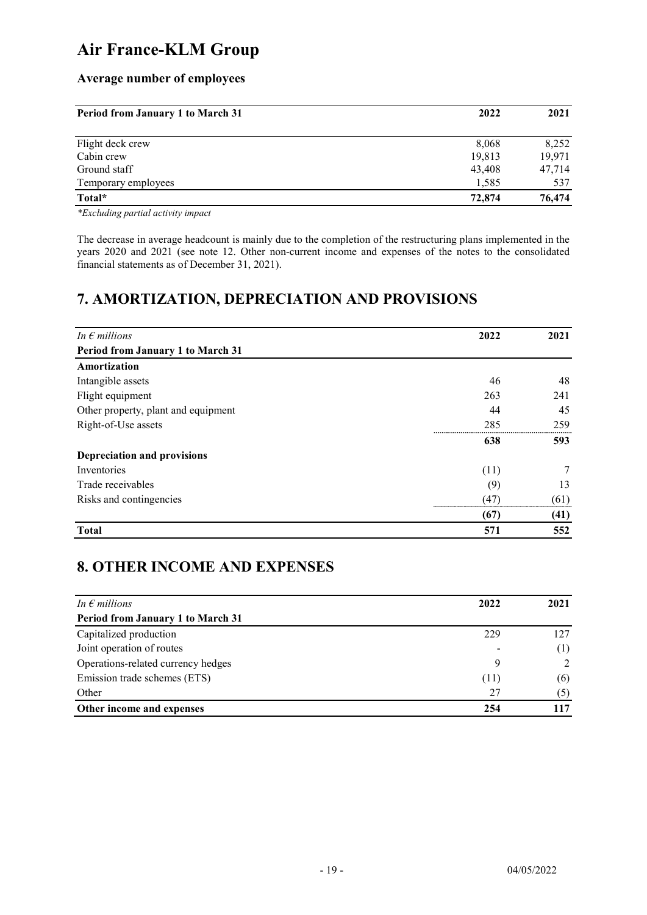# Air France-KLM Group

### Average number of employees

| Period from January 1 to March 31 | 2022 | 2021 |
|---|---|---|
| Flight deck crew | 8,068 | 8,252 |
| Cabin crew | 19,813 | 19,971 |
| Ground staff | 43,408 | 47,714 |
| Temporary employees | 1,585 | 537 |
| **Total*** | **72,874** | **76,474** |

*\*Excluding partial activity impact*

The decrease in average headcount is mainly due to the completion of the restructuring plans implemented in the years 2020 and 2021 (see note 12. Other non-current income and expenses of the notes to the consolidated financial statements as of December 31, 2021).

## 7. AMORTIZATION, DEPRECIATION AND PROVISIONS

| *In € millions* | 2022 | 2021 |
|---|---|---|
| **Period from January 1 to March 31** | | |
| **Amortization** | | |
| Intangible assets | 46 | 48 |
| Flight equipment | 263 | 241 |
| Other property, plant and equipment | 44 | 45 |
| Right-of-Use assets | 285 | 259 |
| | **638** | **593** |
| **Depreciation and provisions** | | |
| Inventories | (11) | 7 |
| Trade receivables | (9) | 13 |
| Risks and contingencies | (47) | (61) |
| | **(67)** | **(41)** |
| **Total** | **571** | **552** |

## 8. OTHER INCOME AND EXPENSES

| *In € millions* | 2022 | 2021 |
|---|---|---|
| **Period from January 1 to March 31** | | |
| Capitalized production | 229 | 127 |
| Joint operation of routes | - | (1) |
| Operations-related currency hedges | 9 | 2 |
| Emission trade schemes (ETS) | (11) | (6) |
| Other | 27 | (5) |
| **Other income and expenses** | **254** | **117** |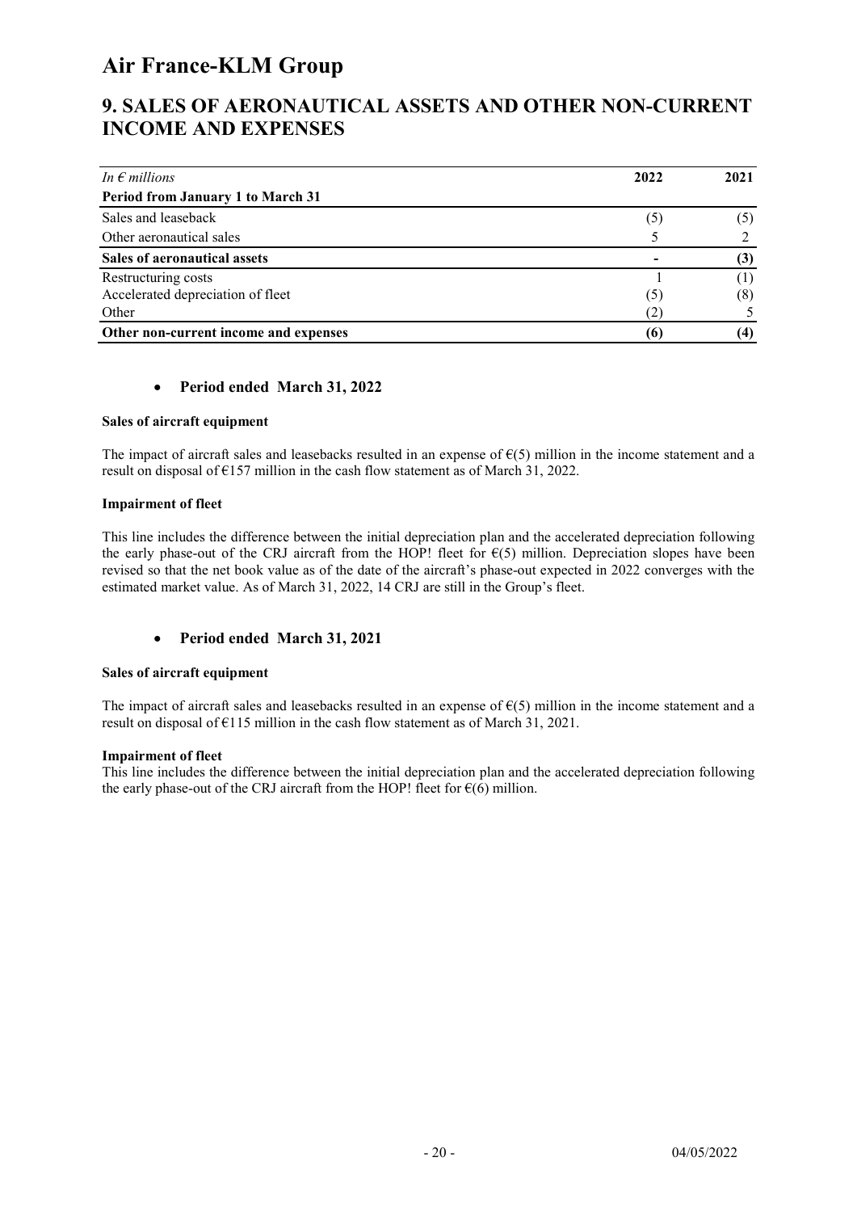# Air France-KLM Group

## 9. SALES OF AERONAUTICAL ASSETS AND OTHER NON-CURRENT INCOME AND EXPENSES

| *In € millions* | 2022 | 2021 |
|---|---|---|
| **Period from January 1 to March 31** | | |
| Sales and leaseback | (5) | (5) |
| Other aeronautical sales | 5 | 2 |
| **Sales of aeronautical assets** | **-** | **(3)** |
| Restructuring costs | 1 | (1) |
| Accelerated depreciation of fleet | (5) | (8) |
| Other | (2) | 5 |
| **Other non-current income and expenses** | **(6)** | **(4)** |

- **Period ended March 31, 2022**

**Sales of aircraft equipment**

The impact of aircraft sales and leasebacks resulted in an expense of €(5) million in the income statement and a result on disposal of €157 million in the cash flow statement as of March 31, 2022.

**Impairment of fleet**

This line includes the difference between the initial depreciation plan and the accelerated depreciation following the early phase-out of the CRJ aircraft from the HOP! fleet for €(5) million. Depreciation slopes have been revised so that the net book value as of the date of the aircraft's phase-out expected in 2022 converges with the estimated market value. As of March 31, 2022, 14 CRJ are still in the Group's fleet.

- **Period ended March 31, 2021**

**Sales of aircraft equipment**

The impact of aircraft sales and leasebacks resulted in an expense of €(5) million in the income statement and a result on disposal of €115 million in the cash flow statement as of March 31, 2021.

**Impairment of fleet**

This line includes the difference between the initial depreciation plan and the accelerated depreciation following the early phase-out of the CRJ aircraft from the HOP! fleet for €(6) million.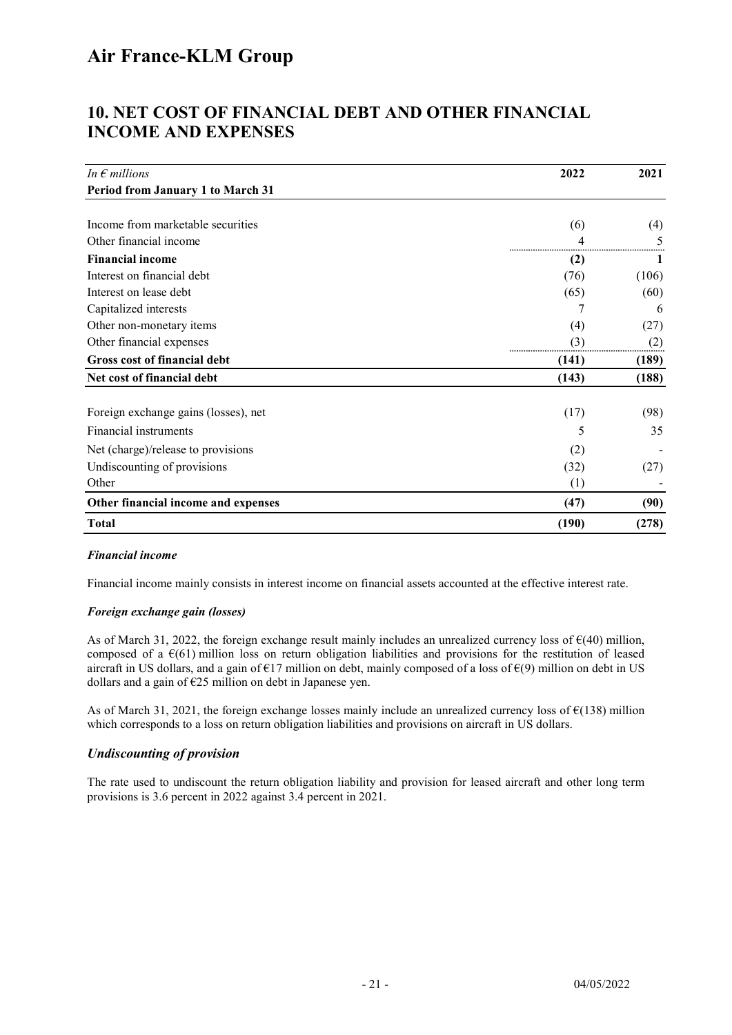# Air France-KLM Group

## 10. NET COST OF FINANCIAL DEBT AND OTHER FINANCIAL INCOME AND EXPENSES

| *In € millions* | 2022 | 2021 |
|---|---|---|
| **Period from January 1 to March 31** | | |
| Income from marketable securities | (6) | (4) |
| Other financial income | 4 | 5 |
| **Financial income** | **(2)** | **1** |
| Interest on financial debt | (76) | (106) |
| Interest on lease debt | (65) | (60) |
| Capitalized interests | 7 | 6 |
| Other non-monetary items | (4) | (27) |
| Other financial expenses | (3) | (2) |
| **Gross cost of financial debt** | **(141)** | **(189)** |
| **Net cost of financial debt** | **(143)** | **(188)** |
| Foreign exchange gains (losses), net | (17) | (98) |
| Financial instruments | 5 | 35 |
| Net (charge)/release to provisions | (2) | - |
| Undiscounting of provisions | (32) | (27) |
| Other | (1) | - |
| **Other financial income and expenses** | **(47)** | **(90)** |
| **Total** | **(190)** | **(278)** |

### *Financial income*

Financial income mainly consists in interest income on financial assets accounted at the effective interest rate.

### *Foreign exchange gain (losses)*

As of March 31, 2022, the foreign exchange result mainly includes an unrealized currency loss of €(40) million, composed of a €(61) million loss on return obligation liabilities and provisions for the restitution of leased aircraft in US dollars, and a gain of €17 million on debt, mainly composed of a loss of €(9) million on debt in US dollars and a gain of €25 million on debt in Japanese yen.

As of March 31, 2021, the foreign exchange losses mainly include an unrealized currency loss of €(138) million which corresponds to a loss on return obligation liabilities and provisions on aircraft in US dollars.

### *Undiscounting of provision*

The rate used to undiscount the return obligation liability and provision for leased aircraft and other long term provisions is 3.6 percent in 2022 against 3.4 percent in 2021.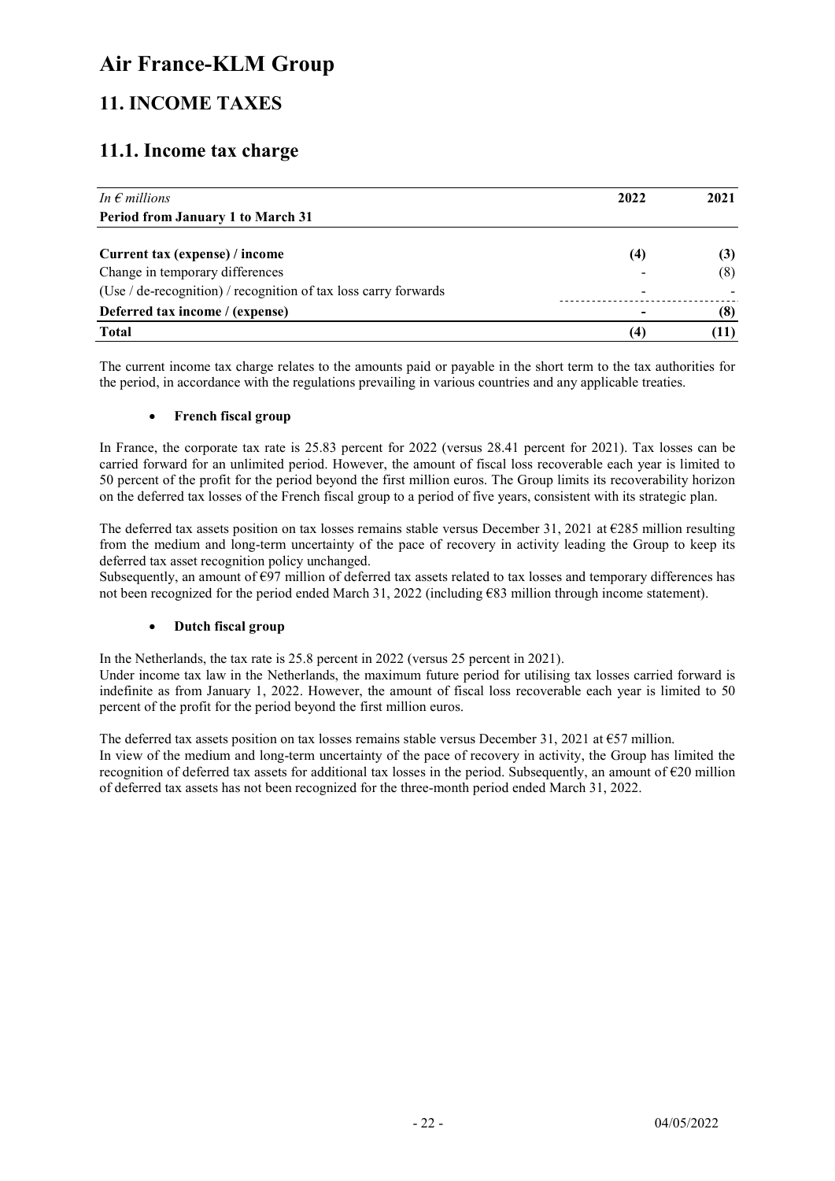# Air France-KLM Group

## 11. INCOME TAXES

## 11.1. Income tax charge

| *In € millions* | 2022 | 2021 |
|---|---|---|
| **Period from January 1 to March 31** | | |
| **Current tax (expense) / income** | **(4)** | **(3)** |
| Change in temporary differences | - | (8) |
| (Use / de-recognition) / recognition of tax loss carry forwards | - | - |
| **Deferred tax income / (expense)** | **-** | **(8)** |
| **Total** | **(4)** | **(11)** |

The current income tax charge relates to the amounts paid or payable in the short term to the tax authorities for the period, in accordance with the regulations prevailing in various countries and any applicable treaties.

- **French fiscal group**

In France, the corporate tax rate is 25.83 percent for 2022 (versus 28.41 percent for 2021). Tax losses can be carried forward for an unlimited period. However, the amount of fiscal loss recoverable each year is limited to 50 percent of the profit for the period beyond the first million euros. The Group limits its recoverability horizon on the deferred tax losses of the French fiscal group to a period of five years, consistent with its strategic plan.

The deferred tax assets position on tax losses remains stable versus December 31, 2021 at €285 million resulting from the medium and long-term uncertainty of the pace of recovery in activity leading the Group to keep its deferred tax asset recognition policy unchanged.
Subsequently, an amount of €97 million of deferred tax assets related to tax losses and temporary differences has not been recognized for the period ended March 31, 2022 (including €83 million through income statement).

- **Dutch fiscal group**

In the Netherlands, the tax rate is 25.8 percent in 2022 (versus 25 percent in 2021).
Under income tax law in the Netherlands, the maximum future period for utilising tax losses carried forward is indefinite as from January 1, 2022. However, the amount of fiscal loss recoverable each year is limited to 50 percent of the profit for the period beyond the first million euros.

The deferred tax assets position on tax losses remains stable versus December 31, 2021 at €57 million.
In view of the medium and long-term uncertainty of the pace of recovery in activity, the Group has limited the recognition of deferred tax assets for additional tax losses in the period. Subsequently, an amount of €20 million of deferred tax assets has not been recognized for the three-month period ended March 31, 2022.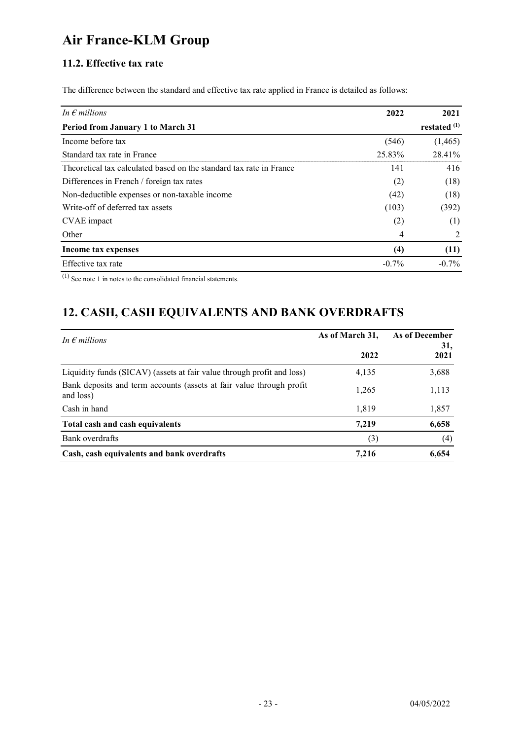# Air France-KLM Group

### 11.2. Effective tax rate

The difference between the standard and effective tax rate applied in France is detailed as follows:

| *In € millions* | 2022 | 2021 |
|---|---|---|
| **Period from January 1 to March 31** | | **restated [(1)]** |
| Income before tax | (546) | (1,465) |
| Standard tax rate in France | 25.83% | 28.41% |
| Theoretical tax calculated based on the standard tax rate in France | 141 | 416 |
| Differences in French / foreign tax rates | (2) | (18) |
| Non-deductible expenses or non-taxable income | (42) | (18) |
| Write-off of deferred tax assets | (103) | (392) |
| CVAE impact | (2) | (1) |
| Other | 4 | 2 |
| **Income tax expenses** | **(4)** | **(11)** |
| Effective tax rate | -0.7% | -0.7% |

(1) See note 1 in notes to the consolidated financial statements.

## 12. CASH, CASH EQUIVALENTS AND BANK OVERDRAFTS

| *In € millions* | As of March 31, 2022 | As of December 31, 2021 |
|---|---|---|
| Liquidity funds (SICAV) (assets at fair value through profit and loss) | 4,135 | 3,688 |
| Bank deposits and term accounts (assets at fair value through profit and loss) | 1,265 | 1,113 |
| Cash in hand | 1,819 | 1,857 |
| **Total cash and cash equivalents** | **7,219** | **6,658** |
| Bank overdrafts | (3) | (4) |
| **Cash, cash equivalents and bank overdrafts** | **7,216** | **6,654** |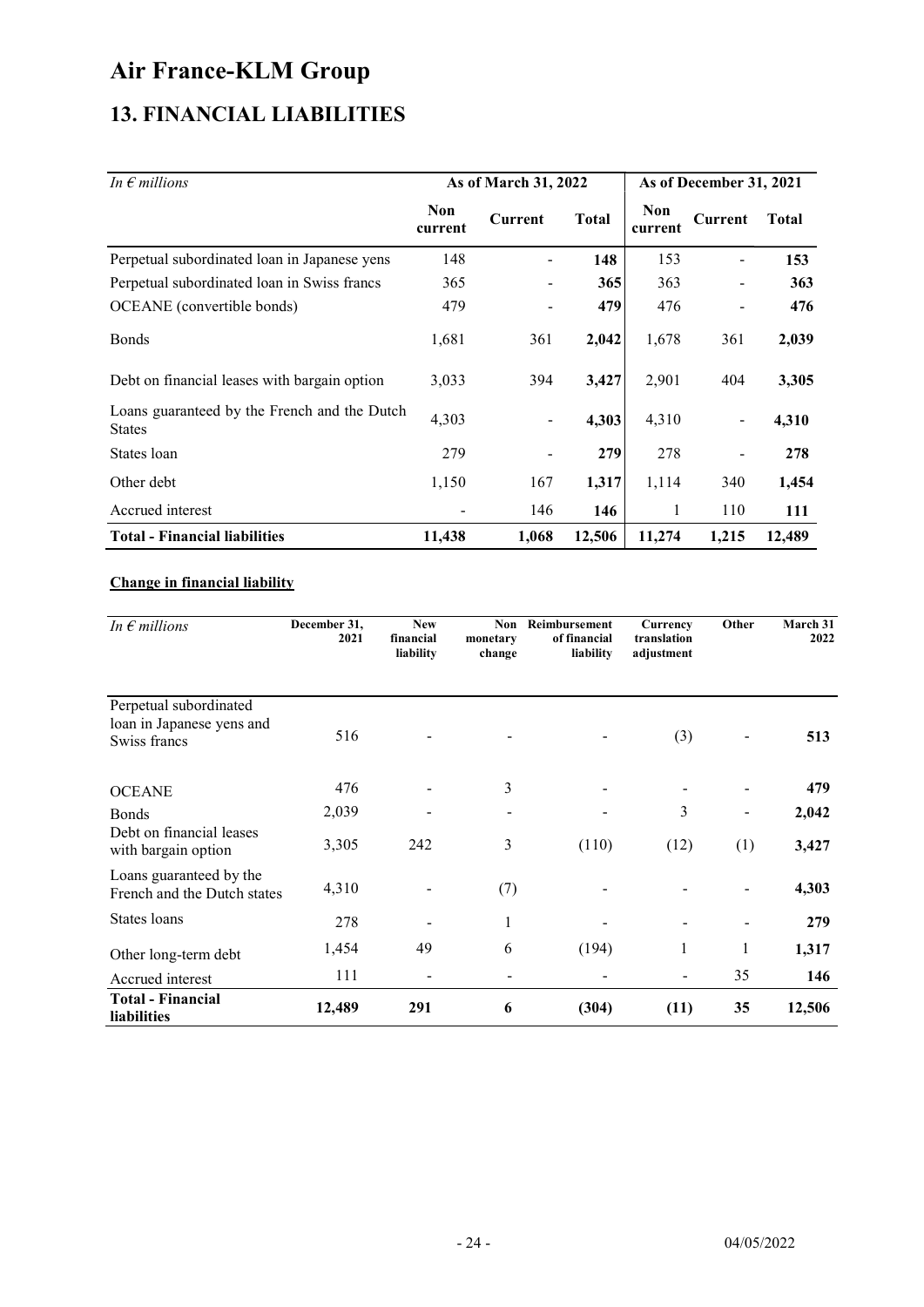# Air France-KLM Group

## 13. FINANCIAL LIABILITIES

| *In € millions* | As of March 31, 2022 | | | As of December 31, 2021 | | |
|---|---|---|---|---|---|---|
| | Non current | Current | Total | Non current | Current | Total |
| Perpetual subordinated loan in Japanese yens | 148 | - | **148** | 153 | - | **153** |
| Perpetual subordinated loan in Swiss francs | 365 | - | **365** | 363 | - | **363** |
| OCEANE (convertible bonds) | 479 | - | **479** | 476 | - | **476** |
| Bonds | 1,681 | 361 | **2,042** | 1,678 | 361 | **2,039** |
| Debt on financial leases with bargain option | 3,033 | 394 | **3,427** | 2,901 | 404 | **3,305** |
| Loans guaranteed by the French and the Dutch States | 4,303 | - | **4,303** | 4,310 | - | **4,310** |
| States loan | 279 | - | **279** | 278 | - | **278** |
| Other debt | 1,150 | 167 | **1,317** | 1,114 | 340 | **1,454** |
| Accrued interest | - | 146 | **146** | 1 | 110 | **111** |
| **Total - Financial liabilities** | **11,438** | **1,068** | **12,506** | **11,274** | **1,215** | **12,489** |

**Change in financial liability**

| *In € millions* | December 31, 2021 | New financial liability | Non monetary change | Reimbursement of financial liability | Currency translation adjustment | Other | March 31 2022 |
|---|---|---|---|---|---|---|---|
| Perpetual subordinated loan in Japanese yens and Swiss francs | 516 | - | - | - | (3) | - | **513** |
| OCEANE | 476 | - | 3 | - | - | - | **479** |
| Bonds | 2,039 | - | - | - | 3 | - | **2,042** |
| Debt on financial leases with bargain option | 3,305 | 242 | 3 | (110) | (12) | (1) | **3,427** |
| Loans guaranteed by the French and the Dutch states | 4,310 | - | (7) | - | - | - | **4,303** |
| States loans | 278 | - | 1 | - | - | - | **279** |
| Other long-term debt | 1,454 | 49 | 6 | (194) | 1 | 1 | **1,317** |
| Accrued interest | 111 | - | - | - | - | 35 | **146** |
| **Total - Financial liabilities** | **12,489** | **291** | **6** | **(304)** | **(11)** | **35** | **12,506** |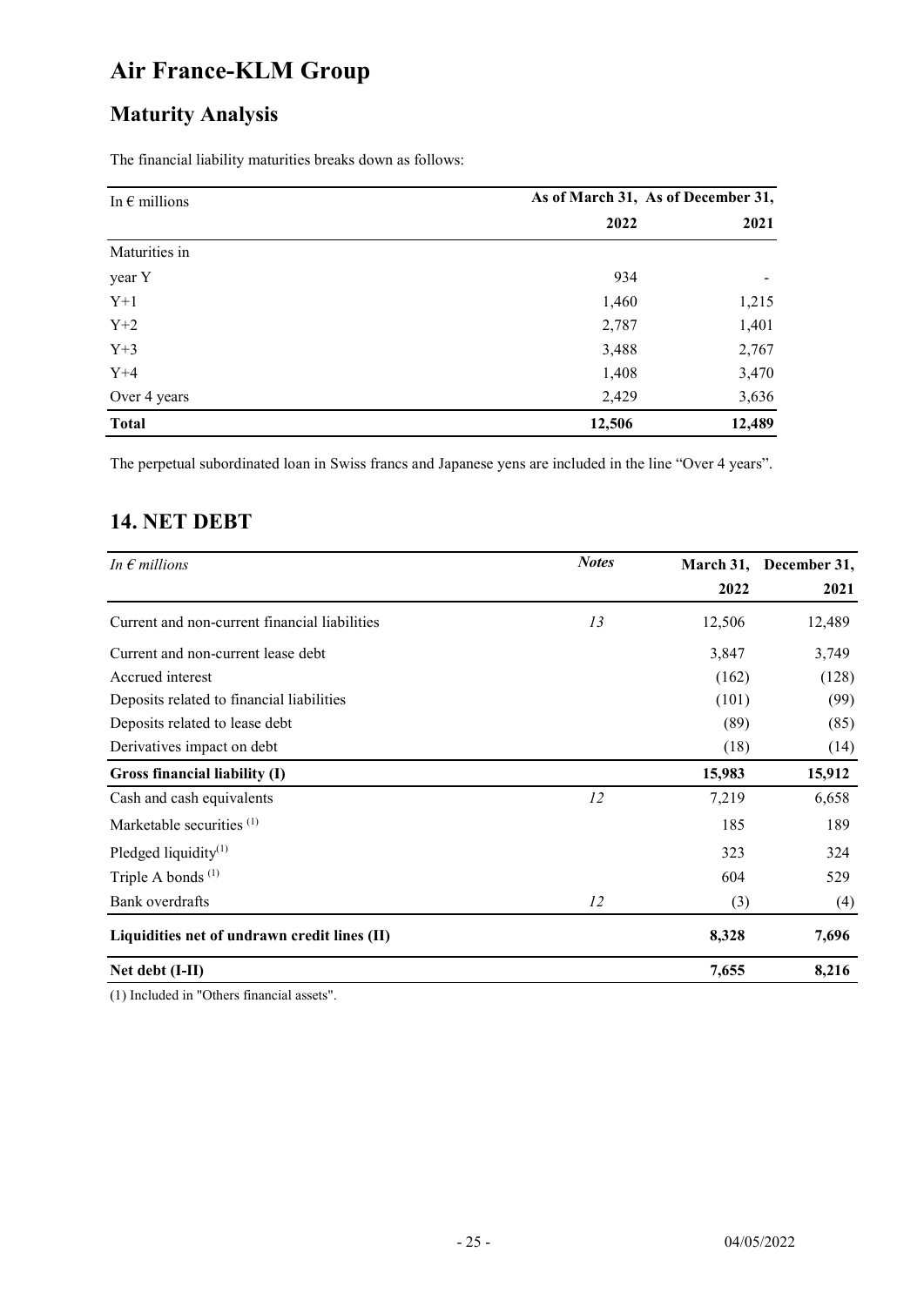# Air France-KLM Group

## Maturity Analysis

The financial liability maturities breaks down as follows:

| In € millions | As of March 31, 2022 | As of December 31, 2021 |
|---|---|---|
| Maturities in | | |
| year Y | 934 | - |
| Y+1 | 1,460 | 1,215 |
| Y+2 | 2,787 | 1,401 |
| Y+3 | 3,488 | 2,767 |
| Y+4 | 1,408 | 3,470 |
| Over 4 years | 2,429 | 3,636 |
| **Total** | **12,506** | **12,489** |

The perpetual subordinated loan in Swiss francs and Japanese yens are included in the line "Over 4 years".

## 14. NET DEBT

| *In € millions* | ***Notes*** | March 31, 2022 | December 31, 2021 |
|---|---|---|---|
| Current and non-current financial liabilities | *13* | 12,506 | 12,489 |
| Current and non-current lease debt | | 3,847 | 3,749 |
| Accrued interest | | (162) | (128) |
| Deposits related to financial liabilities | | (101) | (99) |
| Deposits related to lease debt | | (89) | (85) |
| Derivatives impact on debt | | (18) | (14) |
| **Gross financial liability (I)** | | **15,983** | **15,912** |
| Cash and cash equivalents | *12* | 7,219 | 6,658 |
| Marketable securities [(1)] | | 185 | 189 |
| Pledged liquidity[(1)] | | 323 | 324 |
| Triple A bonds [(1)] | | 604 | 529 |
| Bank overdrafts | *12* | (3) | (4) |
| **Liquidities net of undrawn credit lines (II)** | | **8,328** | **7,696** |
| **Net debt (I-II)** | | **7,655** | **8,216** |

(1) Included in "Others financial assets".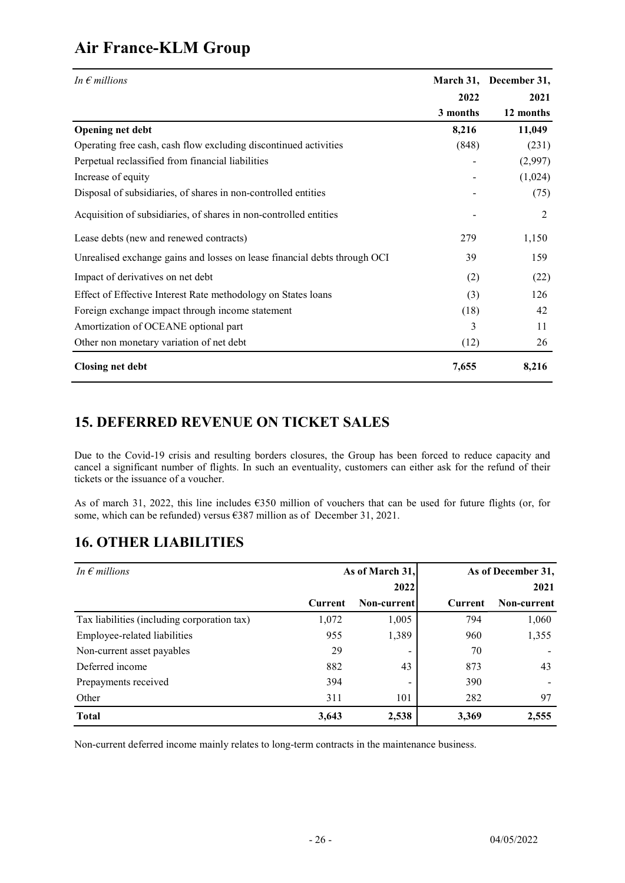# Air France-KLM Group

| *In € millions* | March 31, 2022 3 months | December 31, 2021 12 months |
|---|---|---|
| **Opening net debt** | **8,216** | **11,049** |
| Operating free cash, cash flow excluding discontinued activities | (848) | (231) |
| Perpetual reclassified from financial liabilities | - | (2,997) |
| Increase of equity | - | (1,024) |
| Disposal of subsidiaries, of shares in non-controlled entities | - | (75) |
| Acquisition of subsidiaries, of shares in non-controlled entities | - | 2 |
| Lease debts (new and renewed contracts) | 279 | 1,150 |
| Unrealised exchange gains and losses on lease financial debts through OCI | 39 | 159 |
| Impact of derivatives on net debt | (2) | (22) |
| Effect of Effective Interest Rate methodology on States loans | (3) | 126 |
| Foreign exchange impact through income statement | (18) | 42 |
| Amortization of OCEANE optional part | 3 | 11 |
| Other non monetary variation of net debt | (12) | 26 |
| **Closing net debt** | **7,655** | **8,216** |

## 15. DEFERRED REVENUE ON TICKET SALES

Due to the Covid-19 crisis and resulting borders closures, the Group has been forced to reduce capacity and cancel a significant number of flights. In such an eventuality, customers can either ask for the refund of their tickets or the issuance of a voucher.

As of march 31, 2022, this line includes €350 million of vouchers that can be used for future flights (or, for some, which can be refunded) versus €387 million as of December 31, 2021.

## 16. OTHER LIABILITIES

| *In € millions* | As of March 31, 2022 | | As of December 31, 2021 | |
|---|---|---|---|---|
| | Current | Non-current | Current | Non-current |
| Tax liabilities (including corporation tax) | 1,072 | 1,005 | 794 | 1,060 |
| Employee-related liabilities | 955 | 1,389 | 960 | 1,355 |
| Non-current asset payables | 29 | - | 70 | - |
| Deferred income | 882 | 43 | 873 | 43 |
| Prepayments received | 394 | - | 390 | - |
| Other | 311 | 101 | 282 | 97 |
| **Total** | **3,643** | **2,538** | **3,369** | **2,555** |

Non-current deferred income mainly relates to long-term contracts in the maintenance business.